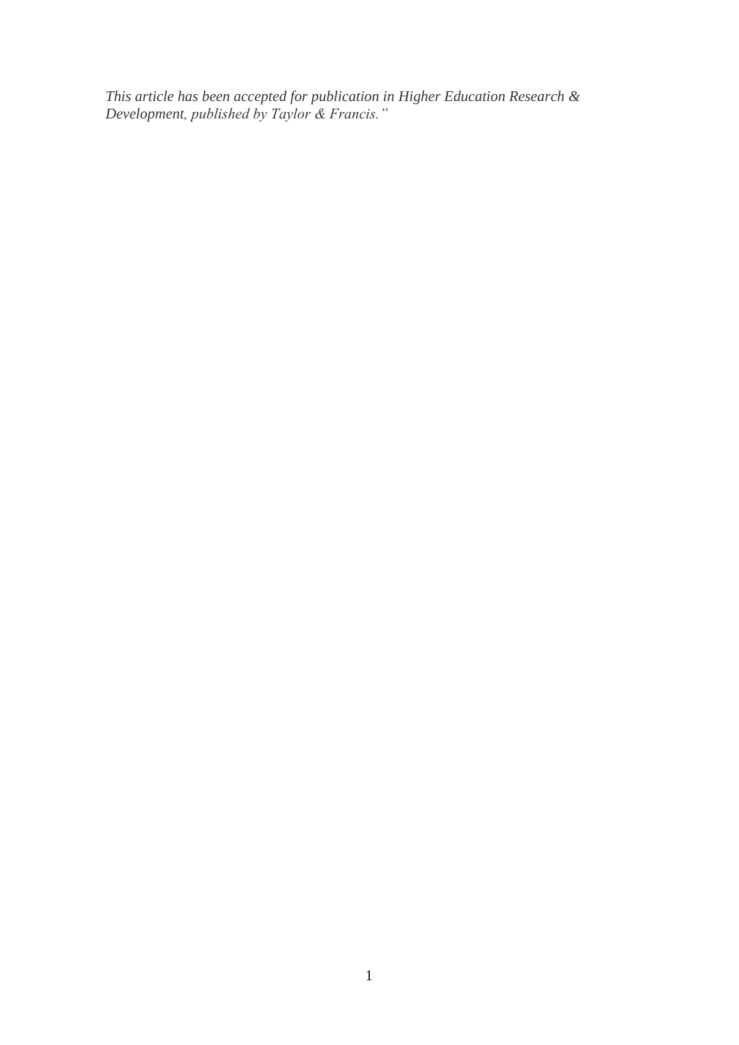*This article has been accepted for publication in Higher Education Research & Development, published by Taylor & Francis."*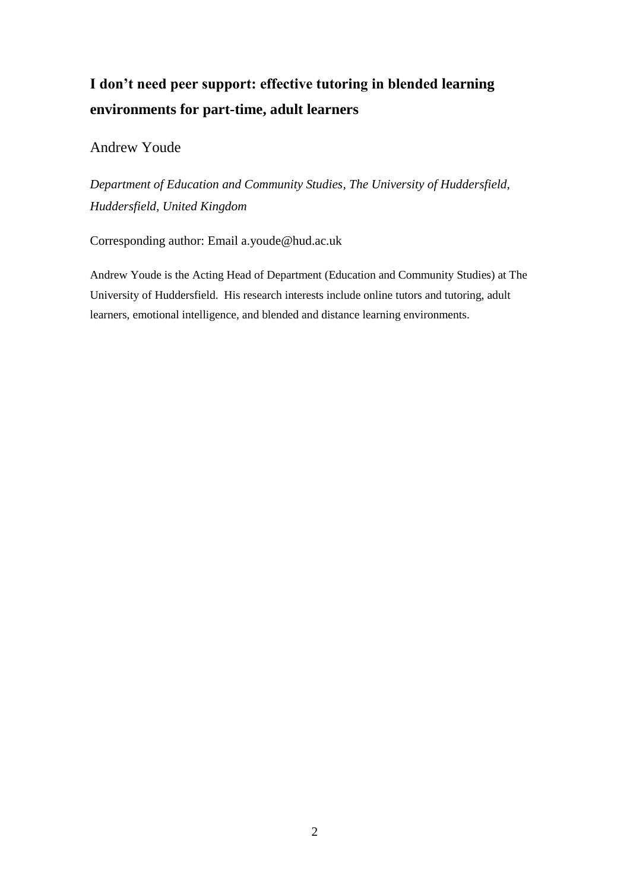# I don't need peer support: effective tutoring in blended learning environments for part-time, adult learners

Andrew Youde

*Department of Education and Community Studies, The University of Huddersfield, Huddersfield, United Kingdom*

Corresponding author: Email a.youde@hud.ac.uk

Andrew Youde is the Acting Head of Department (Education and Community Studies) at The University of Huddersfield. His research interests include online tutors and tutoring, adult learners, emotional intelligence, and blended and distance learning environments.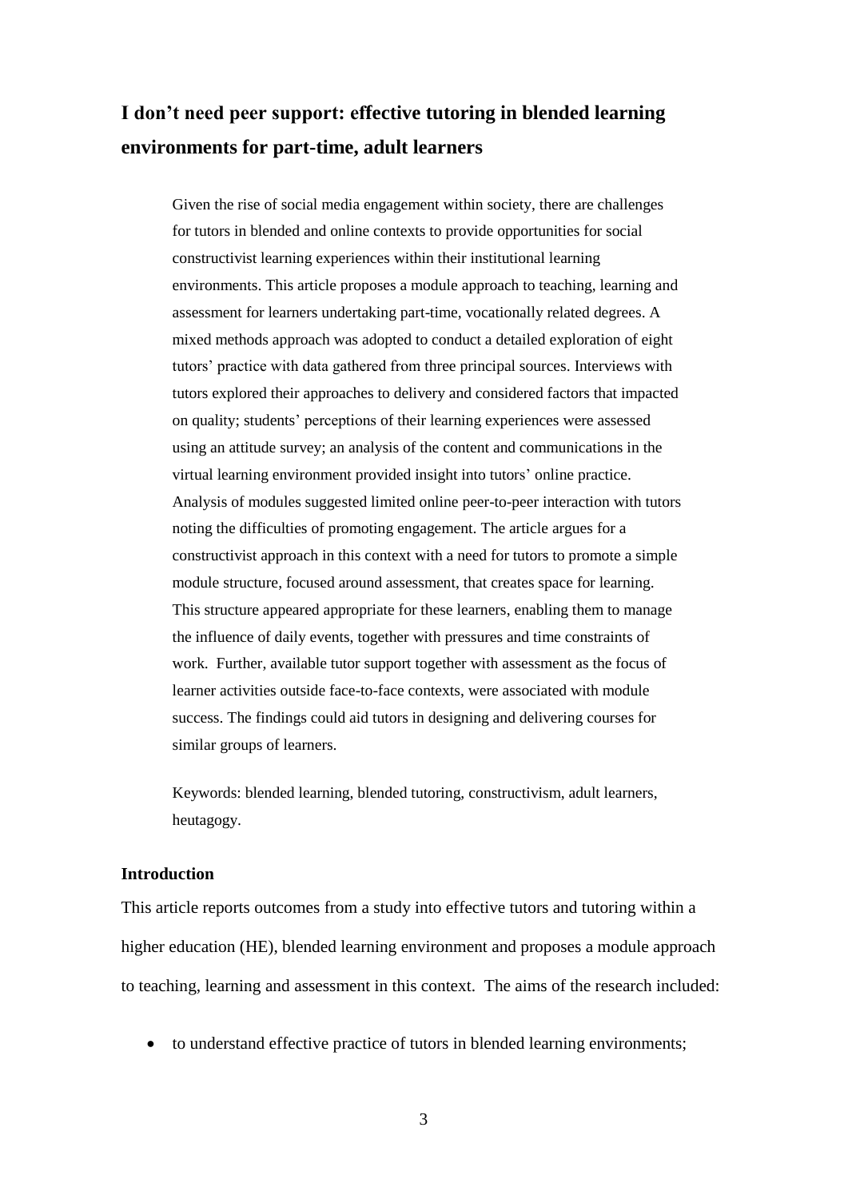# I don't need peer support: effective tutoring in blended learning environments for part-time, adult learners

Given the rise of social media engagement within society, there are challenges for tutors in blended and online contexts to provide opportunities for social constructivist learning experiences within their institutional learning environments. This article proposes a module approach to teaching, learning and assessment for learners undertaking part-time, vocationally related degrees. A mixed methods approach was adopted to conduct a detailed exploration of eight tutors' practice with data gathered from three principal sources. Interviews with tutors explored their approaches to delivery and considered factors that impacted on quality; students' perceptions of their learning experiences were assessed using an attitude survey; an analysis of the content and communications in the virtual learning environment provided insight into tutors' online practice. Analysis of modules suggested limited online peer-to-peer interaction with tutors noting the difficulties of promoting engagement. The article argues for a constructivist approach in this context with a need for tutors to promote a simple module structure, focused around assessment, that creates space for learning. This structure appeared appropriate for these learners, enabling them to manage the influence of daily events, together with pressures and time constraints of work. Further, available tutor support together with assessment as the focus of learner activities outside face-to-face contexts, were associated with module success. The findings could aid tutors in designing and delivering courses for similar groups of learners.

Keywords: blended learning, blended tutoring, constructivism, adult learners, heutagogy.

## Introduction

This article reports outcomes from a study into effective tutors and tutoring within a higher education (HE), blended learning environment and proposes a module approach to teaching, learning and assessment in this context. The aims of the research included:

- to understand effective practice of tutors in blended learning environments;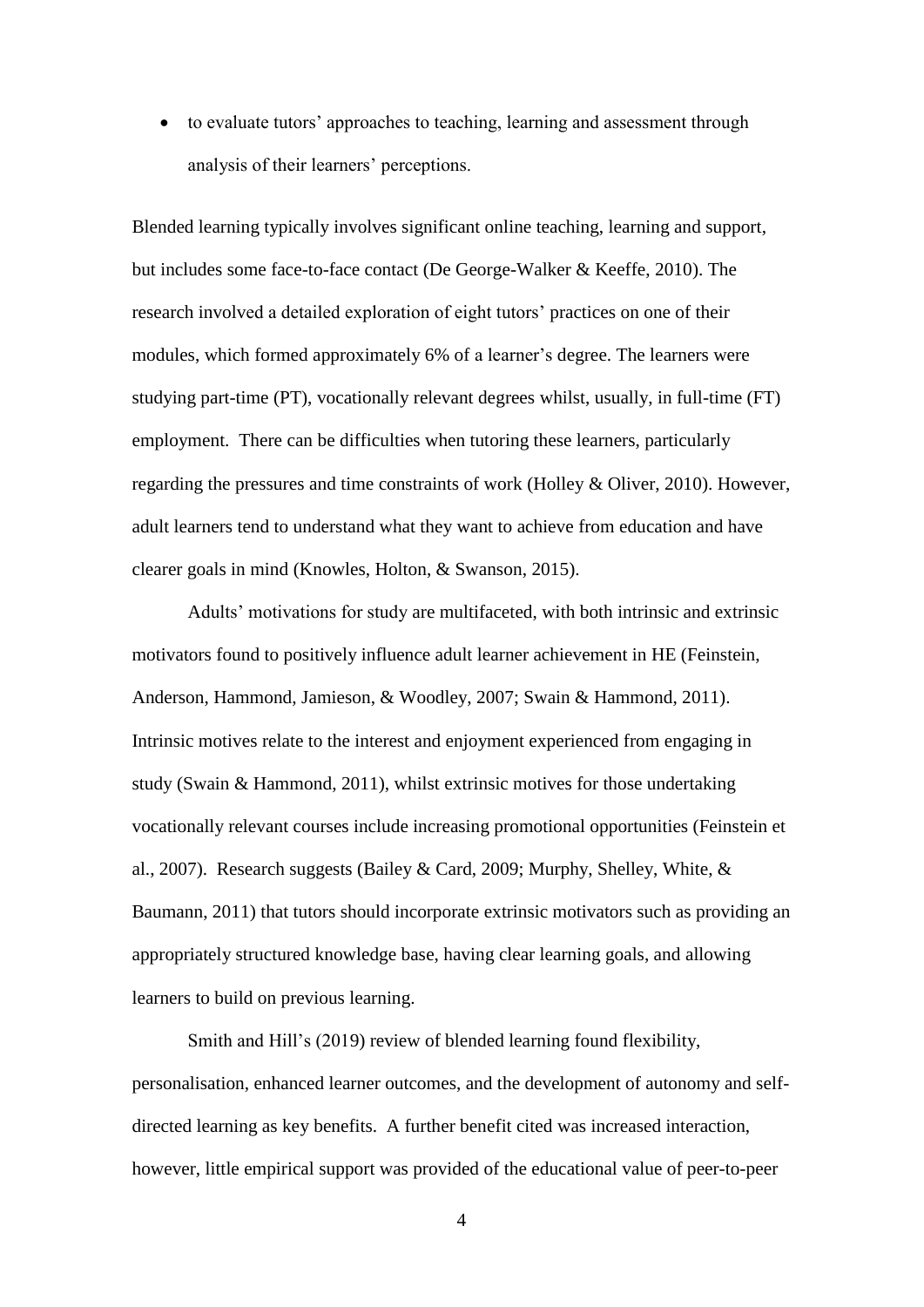- to evaluate tutors' approaches to teaching, learning and assessment through analysis of their learners' perceptions.

Blended learning typically involves significant online teaching, learning and support, but includes some face-to-face contact (De George-Walker & Keeffe, 2010). The research involved a detailed exploration of eight tutors' practices on one of their modules, which formed approximately 6% of a learner's degree. The learners were studying part-time (PT), vocationally relevant degrees whilst, usually, in full-time (FT) employment. There can be difficulties when tutoring these learners, particularly regarding the pressures and time constraints of work (Holley & Oliver, 2010). However, adult learners tend to understand what they want to achieve from education and have clearer goals in mind (Knowles, Holton, & Swanson, 2015).

Adults' motivations for study are multifaceted, with both intrinsic and extrinsic motivators found to positively influence adult learner achievement in HE (Feinstein, Anderson, Hammond, Jamieson, & Woodley, 2007; Swain & Hammond, 2011). Intrinsic motives relate to the interest and enjoyment experienced from engaging in study (Swain & Hammond, 2011), whilst extrinsic motives for those undertaking vocationally relevant courses include increasing promotional opportunities (Feinstein et al., 2007). Research suggests (Bailey & Card, 2009; Murphy, Shelley, White, & Baumann, 2011) that tutors should incorporate extrinsic motivators such as providing an appropriately structured knowledge base, having clear learning goals, and allowing learners to build on previous learning.

Smith and Hill's (2019) review of blended learning found flexibility, personalisation, enhanced learner outcomes, and the development of autonomy and self-directed learning as key benefits. A further benefit cited was increased interaction, however, little empirical support was provided of the educational value of peer-to-peer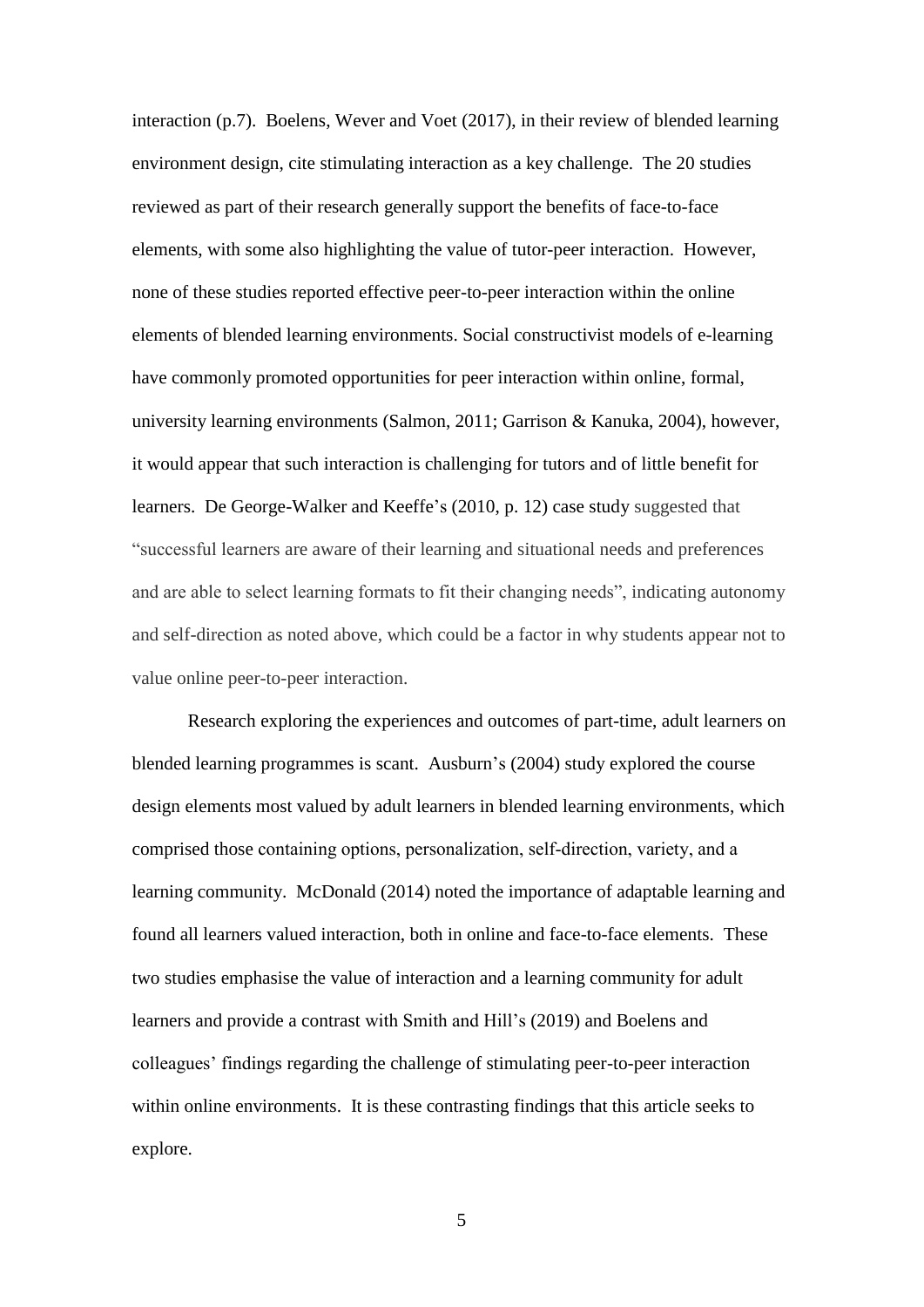interaction (p.7). Boelens, Wever and Voet (2017), in their review of blended learning environment design, cite stimulating interaction as a key challenge. The 20 studies reviewed as part of their research generally support the benefits of face-to-face elements, with some also highlighting the value of tutor-peer interaction. However, none of these studies reported effective peer-to-peer interaction within the online elements of blended learning environments. Social constructivist models of e-learning have commonly promoted opportunities for peer interaction within online, formal, university learning environments (Salmon, 2011; Garrison & Kanuka, 2004), however, it would appear that such interaction is challenging for tutors and of little benefit for learners. De George-Walker and Keeffe's (2010, p. 12) case study suggested that "successful learners are aware of their learning and situational needs and preferences and are able to select learning formats to fit their changing needs", indicating autonomy and self-direction as noted above, which could be a factor in why students appear not to value online peer-to-peer interaction.

Research exploring the experiences and outcomes of part-time, adult learners on blended learning programmes is scant. Ausburn's (2004) study explored the course design elements most valued by adult learners in blended learning environments, which comprised those containing options, personalization, self-direction, variety, and a learning community. McDonald (2014) noted the importance of adaptable learning and found all learners valued interaction, both in online and face-to-face elements. These two studies emphasise the value of interaction and a learning community for adult learners and provide a contrast with Smith and Hill's (2019) and Boelens and colleagues' findings regarding the challenge of stimulating peer-to-peer interaction within online environments. It is these contrasting findings that this article seeks to explore.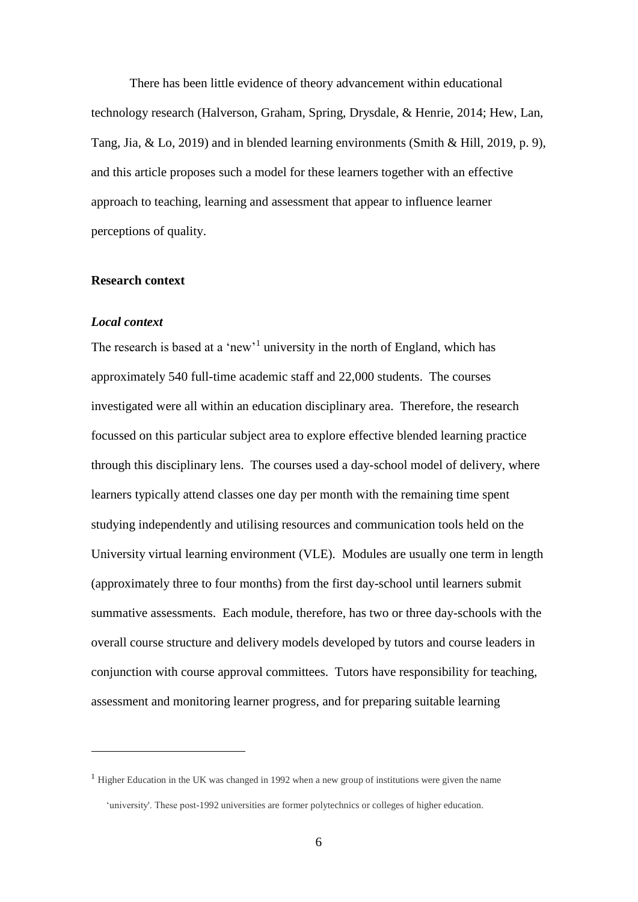There has been little evidence of theory advancement within educational technology research (Halverson, Graham, Spring, Drysdale, & Henrie, 2014; Hew, Lan, Tang, Jia, & Lo, 2019) and in blended learning environments (Smith & Hill, 2019, p. 9), and this article proposes such a model for these learners together with an effective approach to teaching, learning and assessment that appear to influence learner perceptions of quality.

## Research context

### *Local context*

The research is based at a 'new'[1] university in the north of England, which has approximately 540 full-time academic staff and 22,000 students. The courses investigated were all within an education disciplinary area. Therefore, the research focussed on this particular subject area to explore effective blended learning practice through this disciplinary lens. The courses used a day-school model of delivery, where learners typically attend classes one day per month with the remaining time spent studying independently and utilising resources and communication tools held on the University virtual learning environment (VLE). Modules are usually one term in length (approximately three to four months) from the first day-school until learners submit summative assessments. Each module, therefore, has two or three day-schools with the overall course structure and delivery models developed by tutors and course leaders in conjunction with course approval committees. Tutors have responsibility for teaching, assessment and monitoring learner progress, and for preparing suitable learning

---

[1] Higher Education in the UK was changed in 1992 when a new group of institutions were given the name 'university'. These post-1992 universities are former polytechnics or colleges of higher education.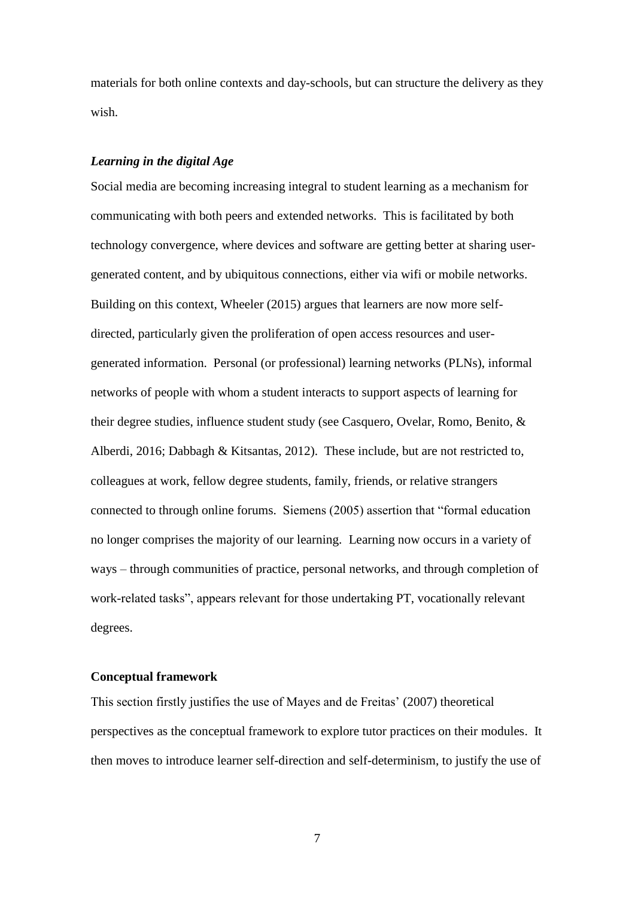materials for both online contexts and day-schools, but can structure the delivery as they wish.

### *Learning in the digital Age*

Social media are becoming increasing integral to student learning as a mechanism for communicating with both peers and extended networks. This is facilitated by both technology convergence, where devices and software are getting better at sharing user-generated content, and by ubiquitous connections, either via wifi or mobile networks. Building on this context, Wheeler (2015) argues that learners are now more self-directed, particularly given the proliferation of open access resources and user-generated information. Personal (or professional) learning networks (PLNs), informal networks of people with whom a student interacts to support aspects of learning for their degree studies, influence student study (see Casquero, Ovelar, Romo, Benito, & Alberdi, 2016; Dabbagh & Kitsantas, 2012). These include, but are not restricted to, colleagues at work, fellow degree students, family, friends, or relative strangers connected to through online forums. Siemens (2005) assertion that "formal education no longer comprises the majority of our learning. Learning now occurs in a variety of ways – through communities of practice, personal networks, and through completion of work-related tasks", appears relevant for those undertaking PT, vocationally relevant degrees.

## Conceptual framework

This section firstly justifies the use of Mayes and de Freitas' (2007) theoretical perspectives as the conceptual framework to explore tutor practices on their modules. It then moves to introduce learner self-direction and self-determinism, to justify the use of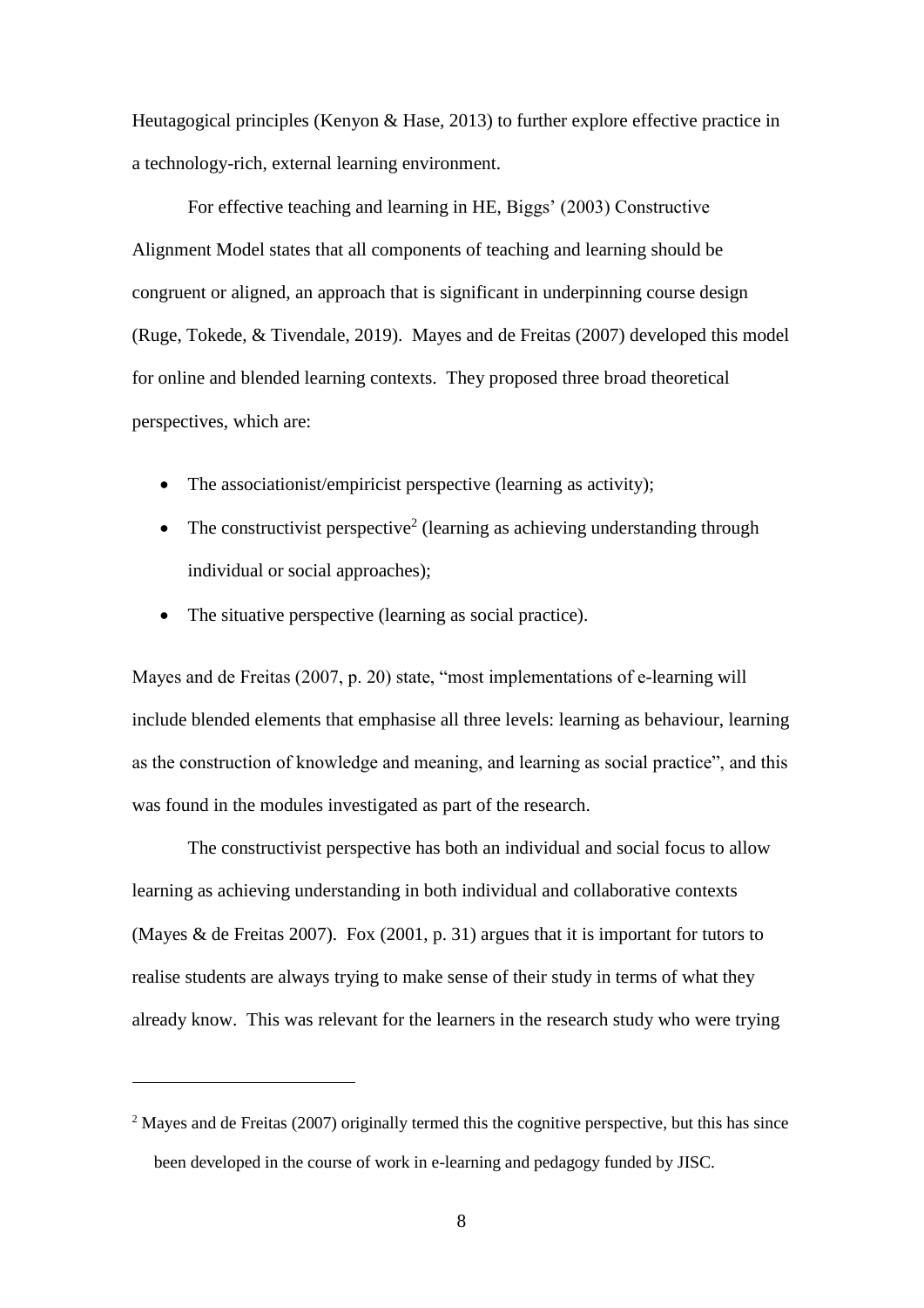Heutagogical principles (Kenyon & Hase, 2013) to further explore effective practice in a technology-rich, external learning environment.

For effective teaching and learning in HE, Biggs' (2003) Constructive Alignment Model states that all components of teaching and learning should be congruent or aligned, an approach that is significant in underpinning course design (Ruge, Tokede, & Tivendale, 2019). Mayes and de Freitas (2007) developed this model for online and blended learning contexts. They proposed three broad theoretical perspectives, which are:

- The associationist/empiricist perspective (learning as activity);
- The constructivist perspective[2] (learning as achieving understanding through individual or social approaches);
- The situative perspective (learning as social practice).

Mayes and de Freitas (2007, p. 20) state, "most implementations of e-learning will include blended elements that emphasise all three levels: learning as behaviour, learning as the construction of knowledge and meaning, and learning as social practice", and this was found in the modules investigated as part of the research.

The constructivist perspective has both an individual and social focus to allow learning as achieving understanding in both individual and collaborative contexts (Mayes & de Freitas 2007). Fox (2001, p. 31) argues that it is important for tutors to realise students are always trying to make sense of their study in terms of what they already know. This was relevant for the learners in the research study who were trying

---

[2] Mayes and de Freitas (2007) originally termed this the cognitive perspective, but this has since been developed in the course of work in e-learning and pedagogy funded by JISC.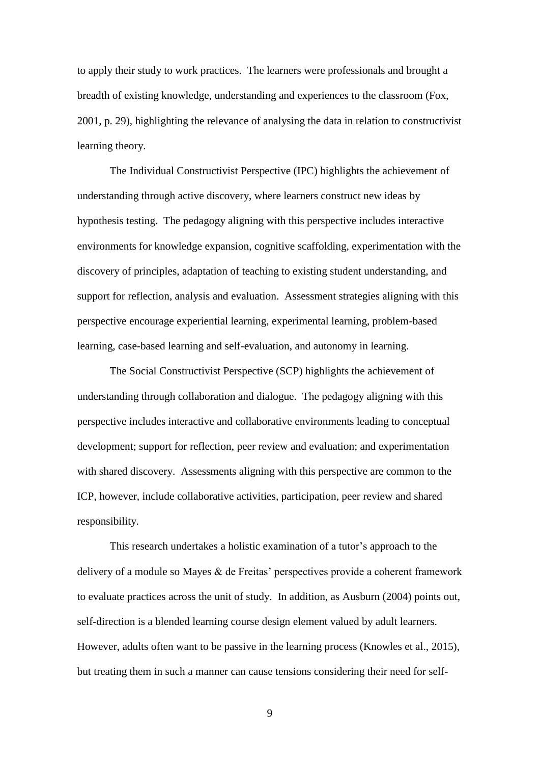to apply their study to work practices. The learners were professionals and brought a breadth of existing knowledge, understanding and experiences to the classroom (Fox, 2001, p. 29), highlighting the relevance of analysing the data in relation to constructivist learning theory.

The Individual Constructivist Perspective (IPC) highlights the achievement of understanding through active discovery, where learners construct new ideas by hypothesis testing. The pedagogy aligning with this perspective includes interactive environments for knowledge expansion, cognitive scaffolding, experimentation with the discovery of principles, adaptation of teaching to existing student understanding, and support for reflection, analysis and evaluation. Assessment strategies aligning with this perspective encourage experiential learning, experimental learning, problem-based learning, case-based learning and self-evaluation, and autonomy in learning.

The Social Constructivist Perspective (SCP) highlights the achievement of understanding through collaboration and dialogue. The pedagogy aligning with this perspective includes interactive and collaborative environments leading to conceptual development; support for reflection, peer review and evaluation; and experimentation with shared discovery. Assessments aligning with this perspective are common to the ICP, however, include collaborative activities, participation, peer review and shared responsibility.

This research undertakes a holistic examination of a tutor's approach to the delivery of a module so Mayes & de Freitas' perspectives provide a coherent framework to evaluate practices across the unit of study. In addition, as Ausburn (2004) points out, self-direction is a blended learning course design element valued by adult learners. However, adults often want to be passive in the learning process (Knowles et al., 2015), but treating them in such a manner can cause tensions considering their need for self-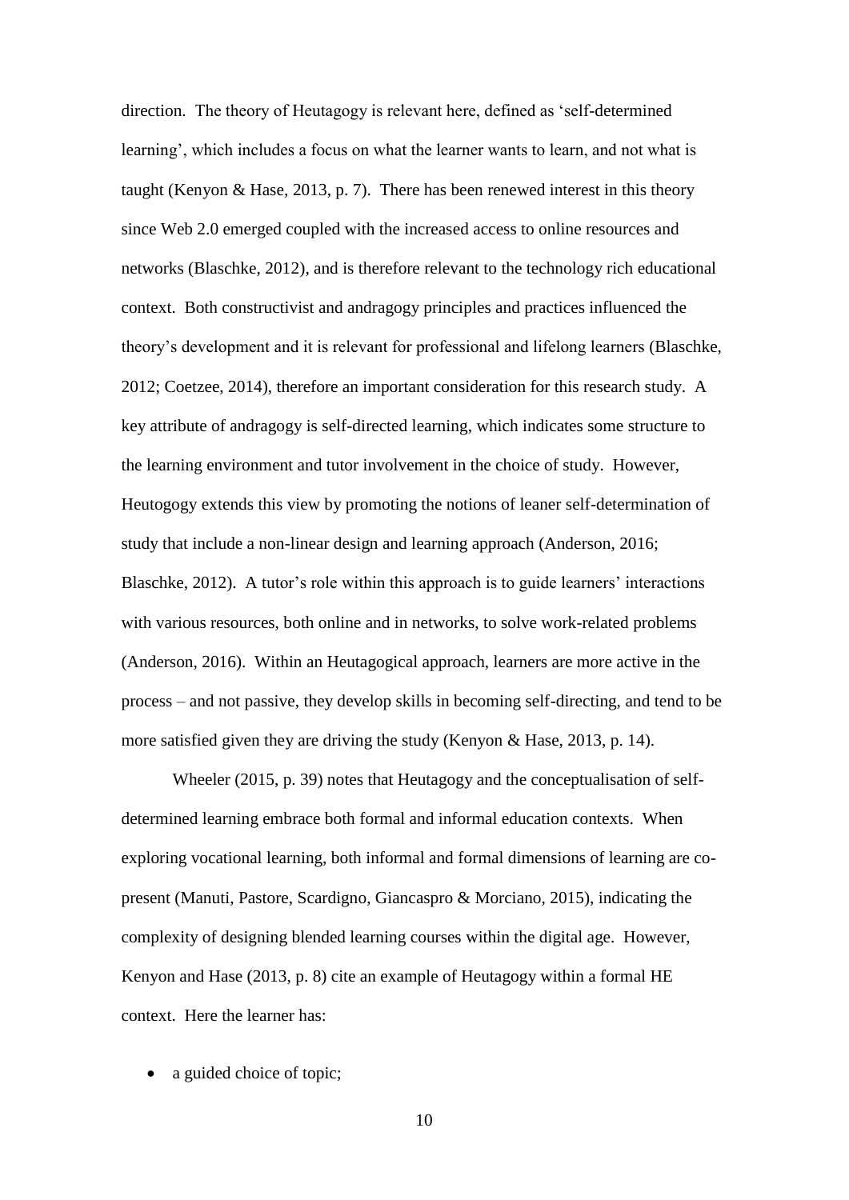direction. The theory of Heutagogy is relevant here, defined as 'self-determined learning', which includes a focus on what the learner wants to learn, and not what is taught (Kenyon & Hase, 2013, p. 7). There has been renewed interest in this theory since Web 2.0 emerged coupled with the increased access to online resources and networks (Blaschke, 2012), and is therefore relevant to the technology rich educational context. Both constructivist and andragogy principles and practices influenced the theory's development and it is relevant for professional and lifelong learners (Blaschke, 2012; Coetzee, 2014), therefore an important consideration for this research study. A key attribute of andragogy is self-directed learning, which indicates some structure to the learning environment and tutor involvement in the choice of study. However, Heutogogy extends this view by promoting the notions of leaner self-determination of study that include a non-linear design and learning approach (Anderson, 2016; Blaschke, 2012). A tutor's role within this approach is to guide learners' interactions with various resources, both online and in networks, to solve work-related problems (Anderson, 2016). Within an Heutagogical approach, learners are more active in the process – and not passive, they develop skills in becoming self-directing, and tend to be more satisfied given they are driving the study (Kenyon & Hase, 2013, p. 14).

Wheeler (2015, p. 39) notes that Heutagogy and the conceptualisation of self-determined learning embrace both formal and informal education contexts. When exploring vocational learning, both informal and formal dimensions of learning are co-present (Manuti, Pastore, Scardigno, Giancaspro & Morciano, 2015), indicating the complexity of designing blended learning courses within the digital age. However, Kenyon and Hase (2013, p. 8) cite an example of Heutagogy within a formal HE context. Here the learner has:

- a guided choice of topic;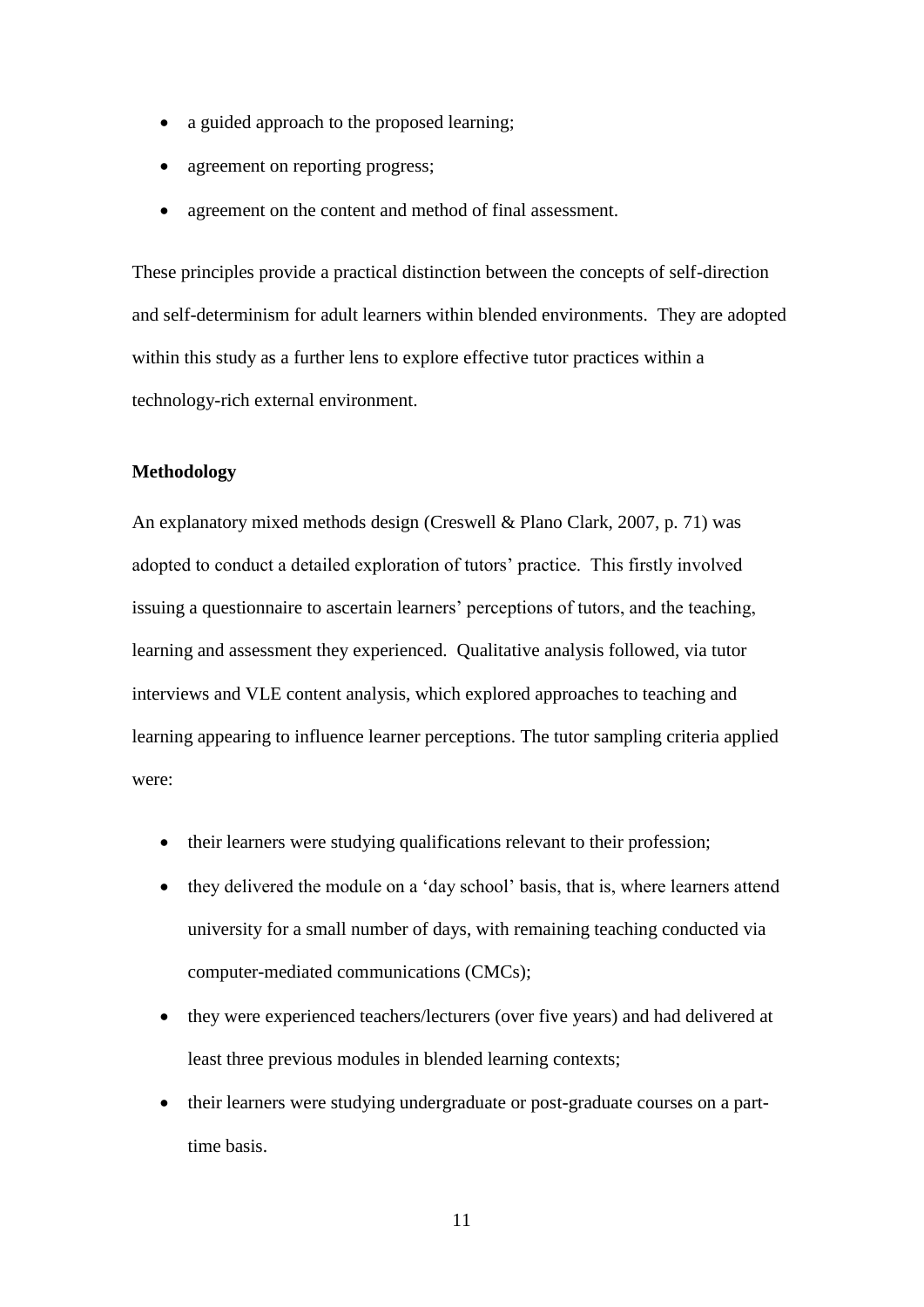- a guided approach to the proposed learning;
- agreement on reporting progress;
- agreement on the content and method of final assessment.

These principles provide a practical distinction between the concepts of self-direction and self-determinism for adult learners within blended environments. They are adopted within this study as a further lens to explore effective tutor practices within a technology-rich external environment.

**Methodology**

An explanatory mixed methods design (Creswell & Plano Clark, 2007, p. 71) was adopted to conduct a detailed exploration of tutors' practice. This firstly involved issuing a questionnaire to ascertain learners' perceptions of tutors, and the teaching, learning and assessment they experienced. Qualitative analysis followed, via tutor interviews and VLE content analysis, which explored approaches to teaching and learning appearing to influence learner perceptions. The tutor sampling criteria applied were:

- their learners were studying qualifications relevant to their profession;
- they delivered the module on a 'day school' basis, that is, where learners attend university for a small number of days, with remaining teaching conducted via computer-mediated communications (CMCs);
- they were experienced teachers/lecturers (over five years) and had delivered at least three previous modules in blended learning contexts;
- their learners were studying undergraduate or post-graduate courses on a part-time basis.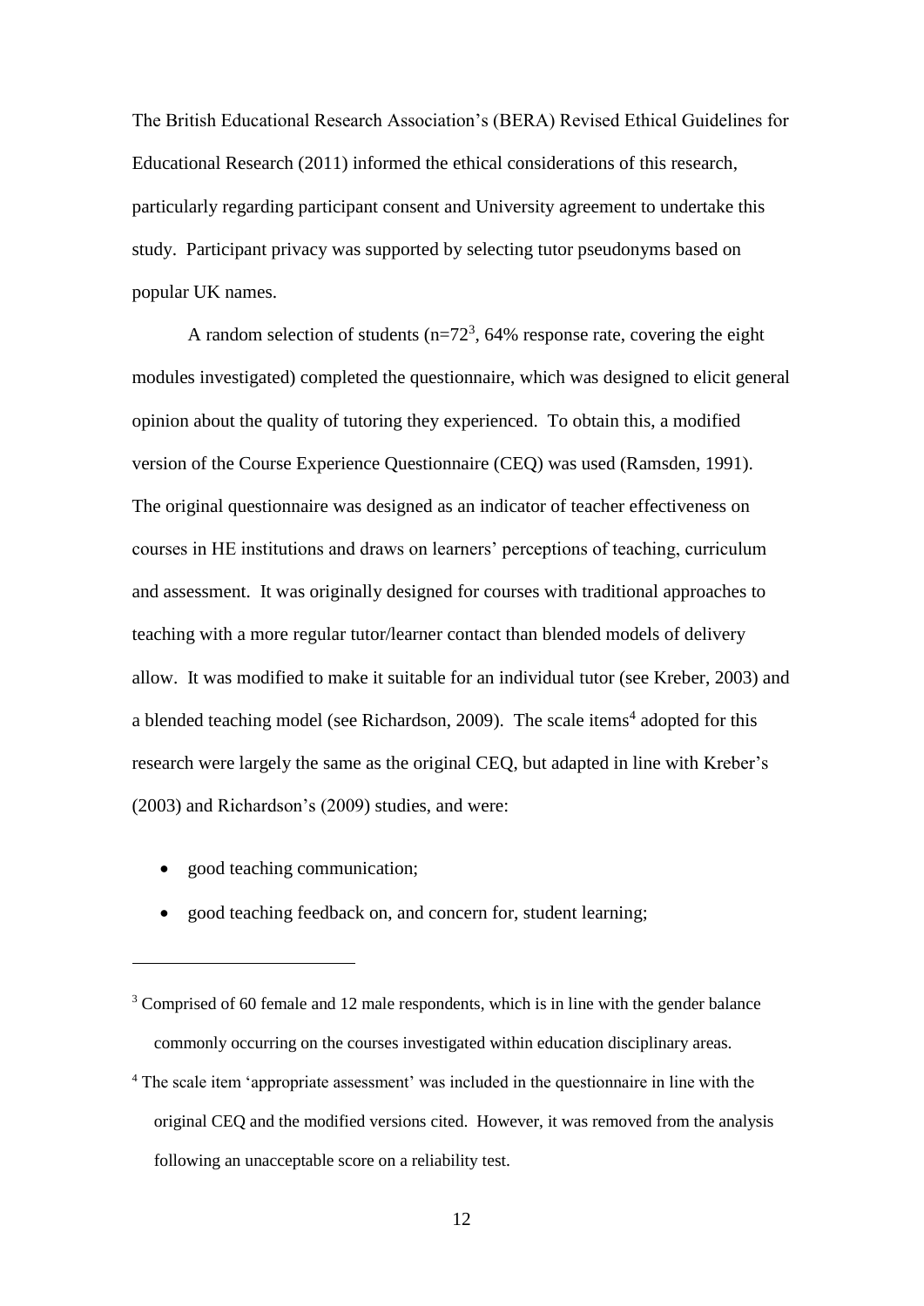The British Educational Research Association's (BERA) Revised Ethical Guidelines for Educational Research (2011) informed the ethical considerations of this research, particularly regarding participant consent and University agreement to undertake this study. Participant privacy was supported by selecting tutor pseudonyms based on popular UK names.

A random selection of students (n=72[3], 64% response rate, covering the eight modules investigated) completed the questionnaire, which was designed to elicit general opinion about the quality of tutoring they experienced. To obtain this, a modified version of the Course Experience Questionnaire (CEQ) was used (Ramsden, 1991). The original questionnaire was designed as an indicator of teacher effectiveness on courses in HE institutions and draws on learners' perceptions of teaching, curriculum and assessment. It was originally designed for courses with traditional approaches to teaching with a more regular tutor/learner contact than blended models of delivery allow. It was modified to make it suitable for an individual tutor (see Kreber, 2003) and a blended teaching model (see Richardson, 2009). The scale items[4] adopted for this research were largely the same as the original CEQ, but adapted in line with Kreber's (2003) and Richardson's (2009) studies, and were:

- good teaching communication;
- good teaching feedback on, and concern for, student learning;

---

[3] Comprised of 60 female and 12 male respondents, which is in line with the gender balance commonly occurring on the courses investigated within education disciplinary areas.

[4] The scale item 'appropriate assessment' was included in the questionnaire in line with the original CEQ and the modified versions cited. However, it was removed from the analysis following an unacceptable score on a reliability test.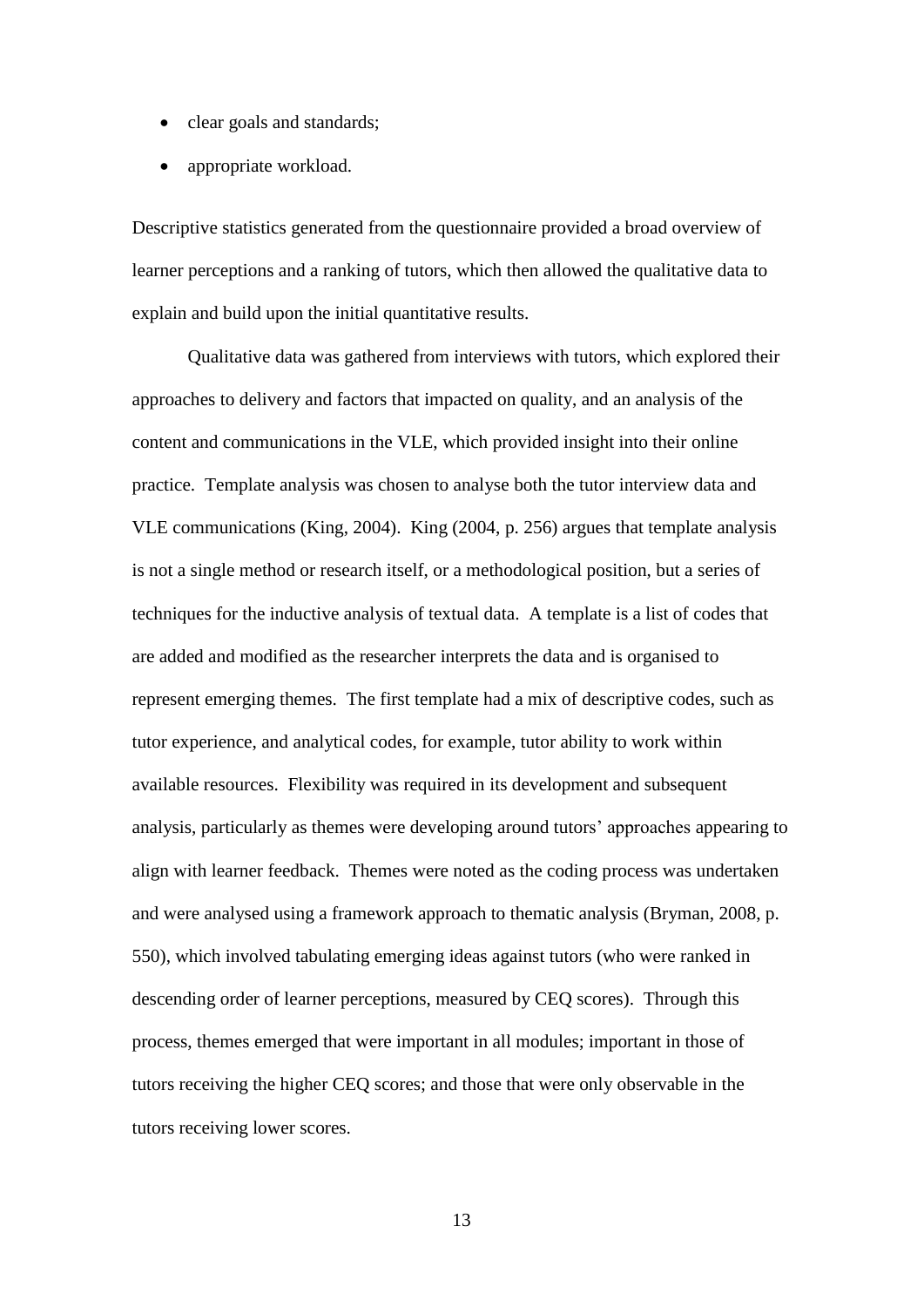- clear goals and standards;
- appropriate workload.

Descriptive statistics generated from the questionnaire provided a broad overview of learner perceptions and a ranking of tutors, which then allowed the qualitative data to explain and build upon the initial quantitative results.

Qualitative data was gathered from interviews with tutors, which explored their approaches to delivery and factors that impacted on quality, and an analysis of the content and communications in the VLE, which provided insight into their online practice. Template analysis was chosen to analyse both the tutor interview data and VLE communications (King, 2004). King (2004, p. 256) argues that template analysis is not a single method or research itself, or a methodological position, but a series of techniques for the inductive analysis of textual data. A template is a list of codes that are added and modified as the researcher interprets the data and is organised to represent emerging themes. The first template had a mix of descriptive codes, such as tutor experience, and analytical codes, for example, tutor ability to work within available resources. Flexibility was required in its development and subsequent analysis, particularly as themes were developing around tutors' approaches appearing to align with learner feedback. Themes were noted as the coding process was undertaken and were analysed using a framework approach to thematic analysis (Bryman, 2008, p. 550), which involved tabulating emerging ideas against tutors (who were ranked in descending order of learner perceptions, measured by CEQ scores). Through this process, themes emerged that were important in all modules; important in those of tutors receiving the higher CEQ scores; and those that were only observable in the tutors receiving lower scores.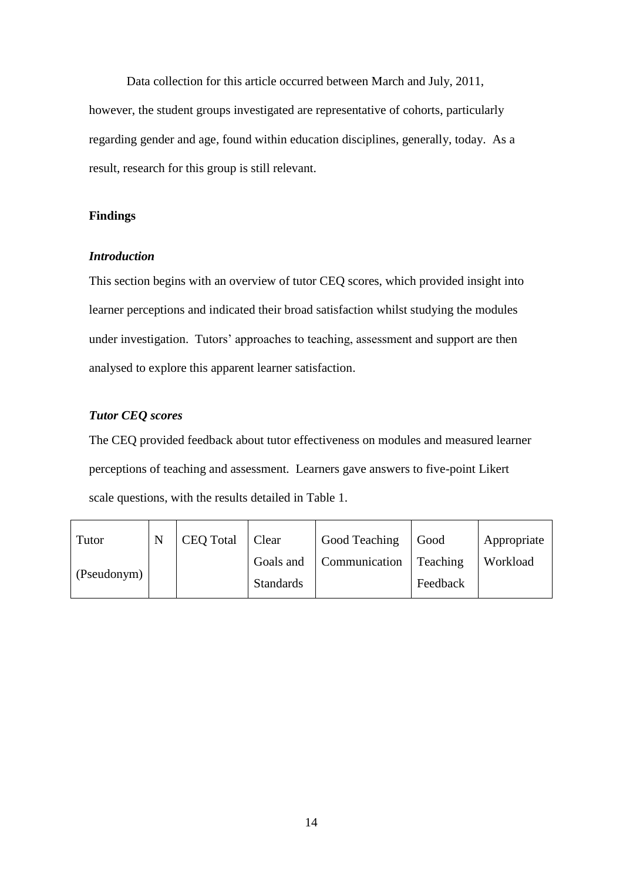Data collection for this article occurred between March and July, 2011, however, the student groups investigated are representative of cohorts, particularly regarding gender and age, found within education disciplines, generally, today. As a result, research for this group is still relevant.

## Findings

### *Introduction*

This section begins with an overview of tutor CEQ scores, which provided insight into learner perceptions and indicated their broad satisfaction whilst studying the modules under investigation. Tutors' approaches to teaching, assessment and support are then analysed to explore this apparent learner satisfaction.

### *Tutor CEQ scores*

The CEQ provided feedback about tutor effectiveness on modules and measured learner perceptions of teaching and assessment. Learners gave answers to five-point Likert scale questions, with the results detailed in Table 1.

| Tutor (Pseudonym) | N | CEQ Total | Clear Goals and Standards | Good Teaching Communication | Good Teaching Feedback | Appropriate Workload |
|---|---|---|---|---|---|---|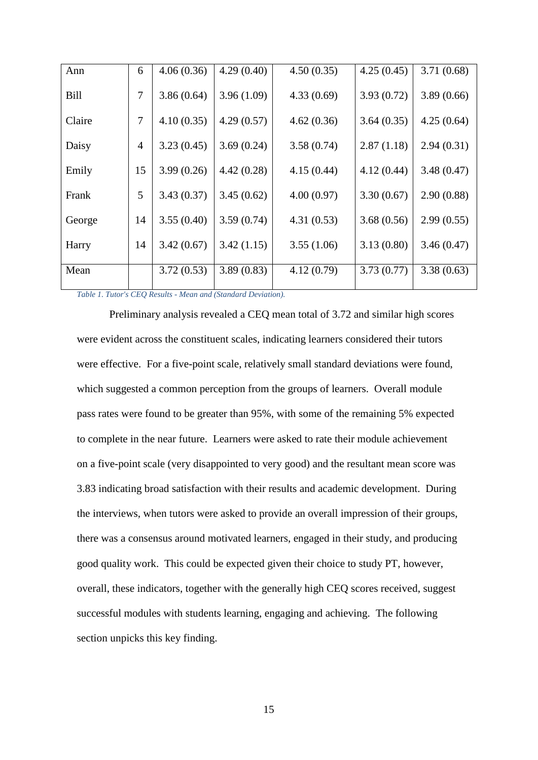| Ann | 6 | 4.06 (0.36) | 4.29 (0.40) | 4.50 (0.35) | 4.25 (0.45) | 3.71 (0.68) |
|---|---|---|---|---|---|---|
| Bill | 7 | 3.86 (0.64) | 3.96 (1.09) | 4.33 (0.69) | 3.93 (0.72) | 3.89 (0.66) |
| Claire | 7 | 4.10 (0.35) | 4.29 (0.57) | 4.62 (0.36) | 3.64 (0.35) | 4.25 (0.64) |
| Daisy | 4 | 3.23 (0.45) | 3.69 (0.24) | 3.58 (0.74) | 2.87 (1.18) | 2.94 (0.31) |
| Emily | 15 | 3.99 (0.26) | 4.42 (0.28) | 4.15 (0.44) | 4.12 (0.44) | 3.48 (0.47) |
| Frank | 5 | 3.43 (0.37) | 3.45 (0.62) | 4.00 (0.97) | 3.30 (0.67) | 2.90 (0.88) |
| George | 14 | 3.55 (0.40) | 3.59 (0.74) | 4.31 (0.53) | 3.68 (0.56) | 2.99 (0.55) |
| Harry | 14 | 3.42 (0.67) | 3.42 (1.15) | 3.55 (1.06) | 3.13 (0.80) | 3.46 (0.47) |
| Mean | | 3.72 (0.53) | 3.89 (0.83) | 4.12 (0.79) | 3.73 (0.77) | 3.38 (0.63) |

*Table 1. Tutor's CEQ Results - Mean and (Standard Deviation).*

Preliminary analysis revealed a CEQ mean total of 3.72 and similar high scores were evident across the constituent scales, indicating learners considered their tutors were effective. For a five-point scale, relatively small standard deviations were found, which suggested a common perception from the groups of learners. Overall module pass rates were found to be greater than 95%, with some of the remaining 5% expected to complete in the near future. Learners were asked to rate their module achievement on a five-point scale (very disappointed to very good) and the resultant mean score was 3.83 indicating broad satisfaction with their results and academic development. During the interviews, when tutors were asked to provide an overall impression of their groups, there was a consensus around motivated learners, engaged in their study, and producing good quality work. This could be expected given their choice to study PT, however, overall, these indicators, together with the generally high CEQ scores received, suggest successful modules with students learning, engaging and achieving. The following section unpicks this key finding.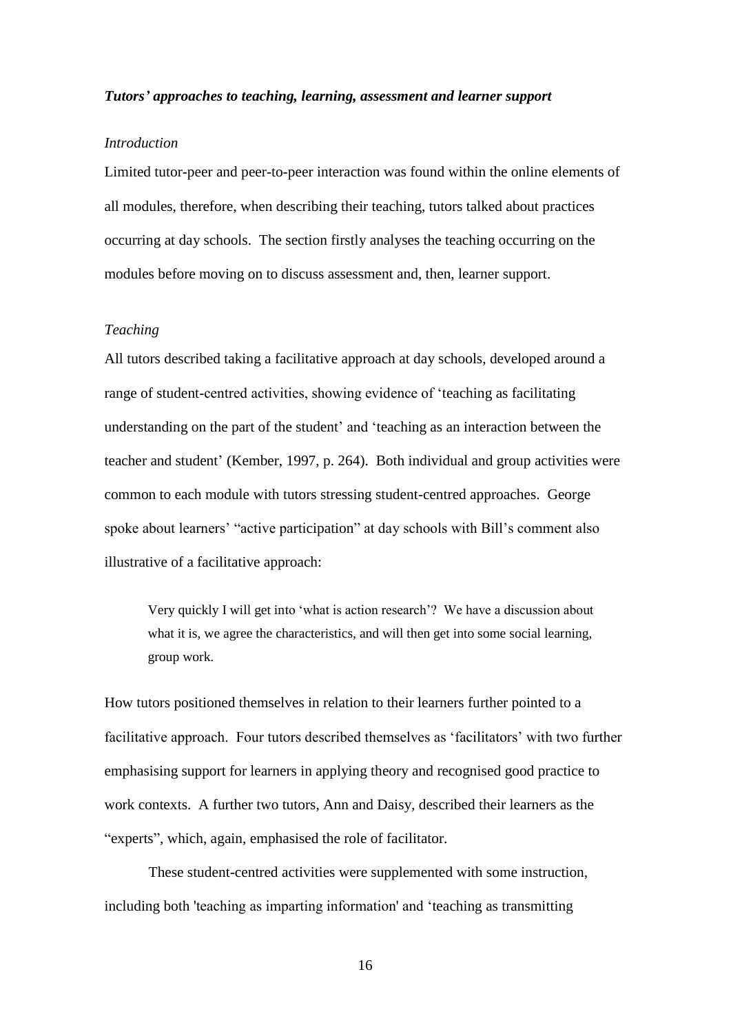### *Tutors' approaches to teaching, learning, assessment and learner support*

#### *Introduction*

Limited tutor-peer and peer-to-peer interaction was found within the online elements of all modules, therefore, when describing their teaching, tutors talked about practices occurring at day schools. The section firstly analyses the teaching occurring on the modules before moving on to discuss assessment and, then, learner support.

#### *Teaching*

All tutors described taking a facilitative approach at day schools, developed around a range of student-centred activities, showing evidence of 'teaching as facilitating understanding on the part of the student' and 'teaching as an interaction between the teacher and student' (Kember, 1997, p. 264). Both individual and group activities were common to each module with tutors stressing student-centred approaches. George spoke about learners' "active participation" at day schools with Bill's comment also illustrative of a facilitative approach:

> Very quickly I will get into 'what is action research'? We have a discussion about what it is, we agree the characteristics, and will then get into some social learning, group work.

How tutors positioned themselves in relation to their learners further pointed to a facilitative approach. Four tutors described themselves as 'facilitators' with two further emphasising support for learners in applying theory and recognised good practice to work contexts. A further two tutors, Ann and Daisy, described their learners as the "experts", which, again, emphasised the role of facilitator.

These student-centred activities were supplemented with some instruction, including both 'teaching as imparting information' and 'teaching as transmitting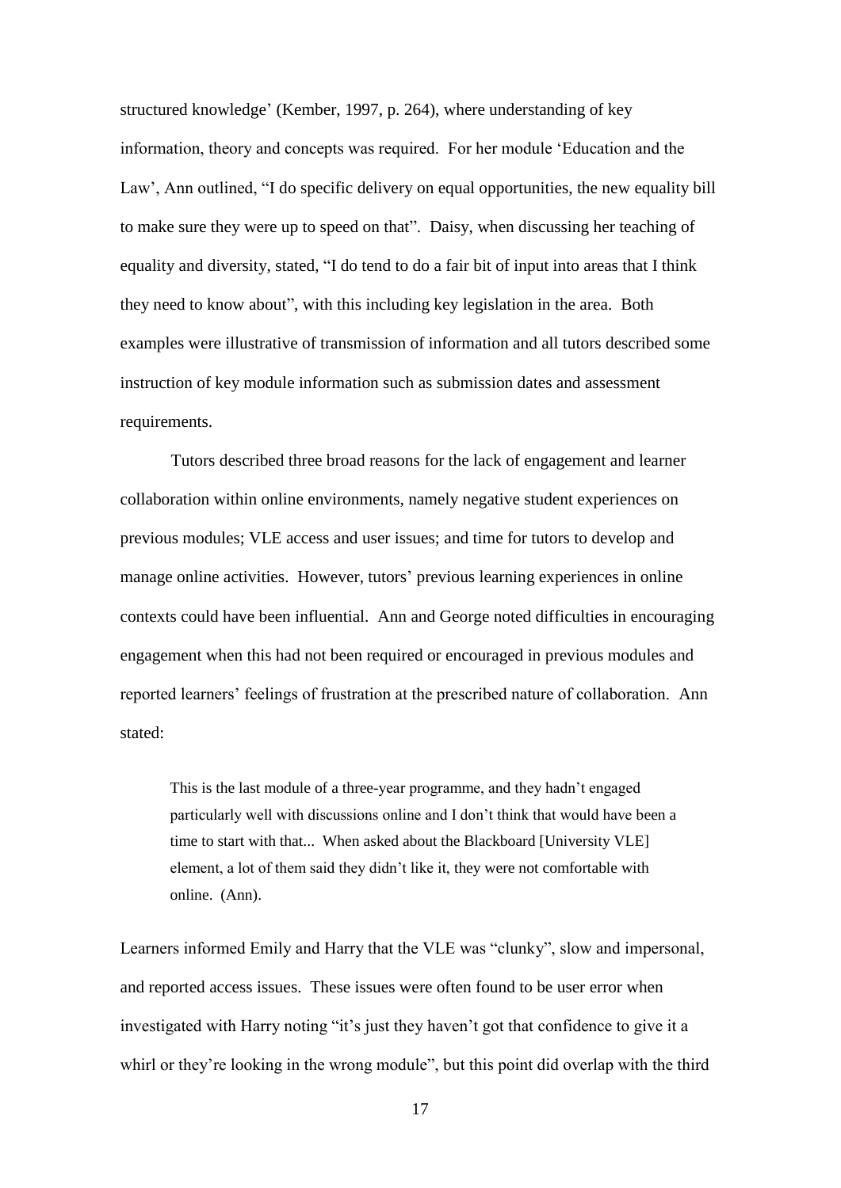structured knowledge' (Kember, 1997, p. 264), where understanding of key information, theory and concepts was required. For her module 'Education and the Law', Ann outlined, "I do specific delivery on equal opportunities, the new equality bill to make sure they were up to speed on that". Daisy, when discussing her teaching of equality and diversity, stated, "I do tend to do a fair bit of input into areas that I think they need to know about", with this including key legislation in the area. Both examples were illustrative of transmission of information and all tutors described some instruction of key module information such as submission dates and assessment requirements.

Tutors described three broad reasons for the lack of engagement and learner collaboration within online environments, namely negative student experiences on previous modules; VLE access and user issues; and time for tutors to develop and manage online activities. However, tutors' previous learning experiences in online contexts could have been influential. Ann and George noted difficulties in encouraging engagement when this had not been required or encouraged in previous modules and reported learners' feelings of frustration at the prescribed nature of collaboration. Ann stated:

> This is the last module of a three-year programme, and they hadn't engaged particularly well with discussions online and I don't think that would have been a time to start with that... When asked about the Blackboard [University VLE] element, a lot of them said they didn't like it, they were not comfortable with online. (Ann).

Learners informed Emily and Harry that the VLE was "clunky", slow and impersonal, and reported access issues. These issues were often found to be user error when investigated with Harry noting "it's just they haven't got that confidence to give it a whirl or they're looking in the wrong module", but this point did overlap with the third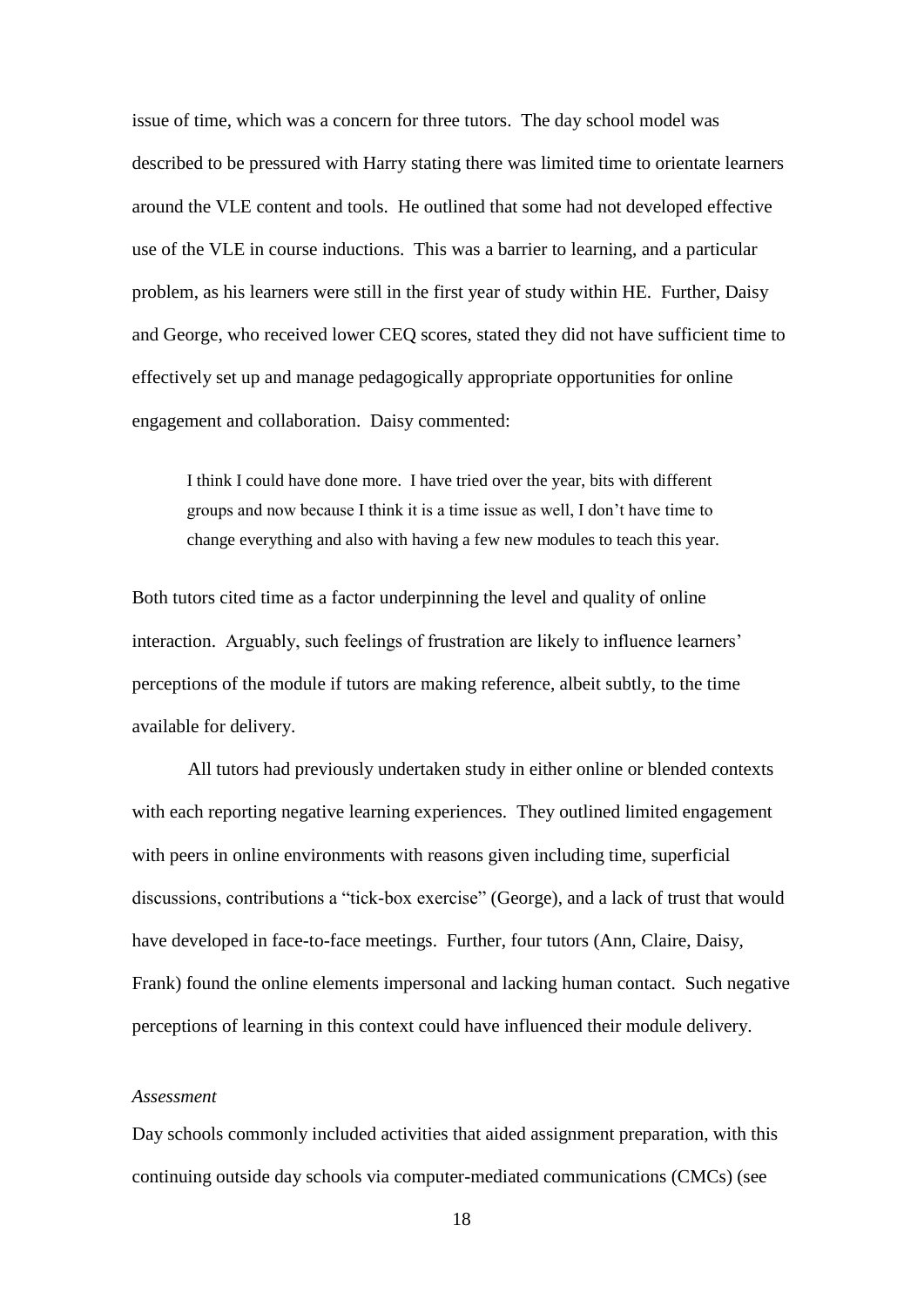issue of time, which was a concern for three tutors. The day school model was described to be pressured with Harry stating there was limited time to orientate learners around the VLE content and tools. He outlined that some had not developed effective use of the VLE in course inductions. This was a barrier to learning, and a particular problem, as his learners were still in the first year of study within HE. Further, Daisy and George, who received lower CEQ scores, stated they did not have sufficient time to effectively set up and manage pedagogically appropriate opportunities for online engagement and collaboration. Daisy commented:

> I think I could have done more. I have tried over the year, bits with different groups and now because I think it is a time issue as well, I don't have time to change everything and also with having a few new modules to teach this year.

Both tutors cited time as a factor underpinning the level and quality of online interaction. Arguably, such feelings of frustration are likely to influence learners' perceptions of the module if tutors are making reference, albeit subtly, to the time available for delivery.

All tutors had previously undertaken study in either online or blended contexts with each reporting negative learning experiences. They outlined limited engagement with peers in online environments with reasons given including time, superficial discussions, contributions a "tick-box exercise" (George), and a lack of trust that would have developed in face-to-face meetings. Further, four tutors (Ann, Claire, Daisy, Frank) found the online elements impersonal and lacking human contact. Such negative perceptions of learning in this context could have influenced their module delivery.

*Assessment*

Day schools commonly included activities that aided assignment preparation, with this continuing outside day schools via computer-mediated communications (CMCs) (see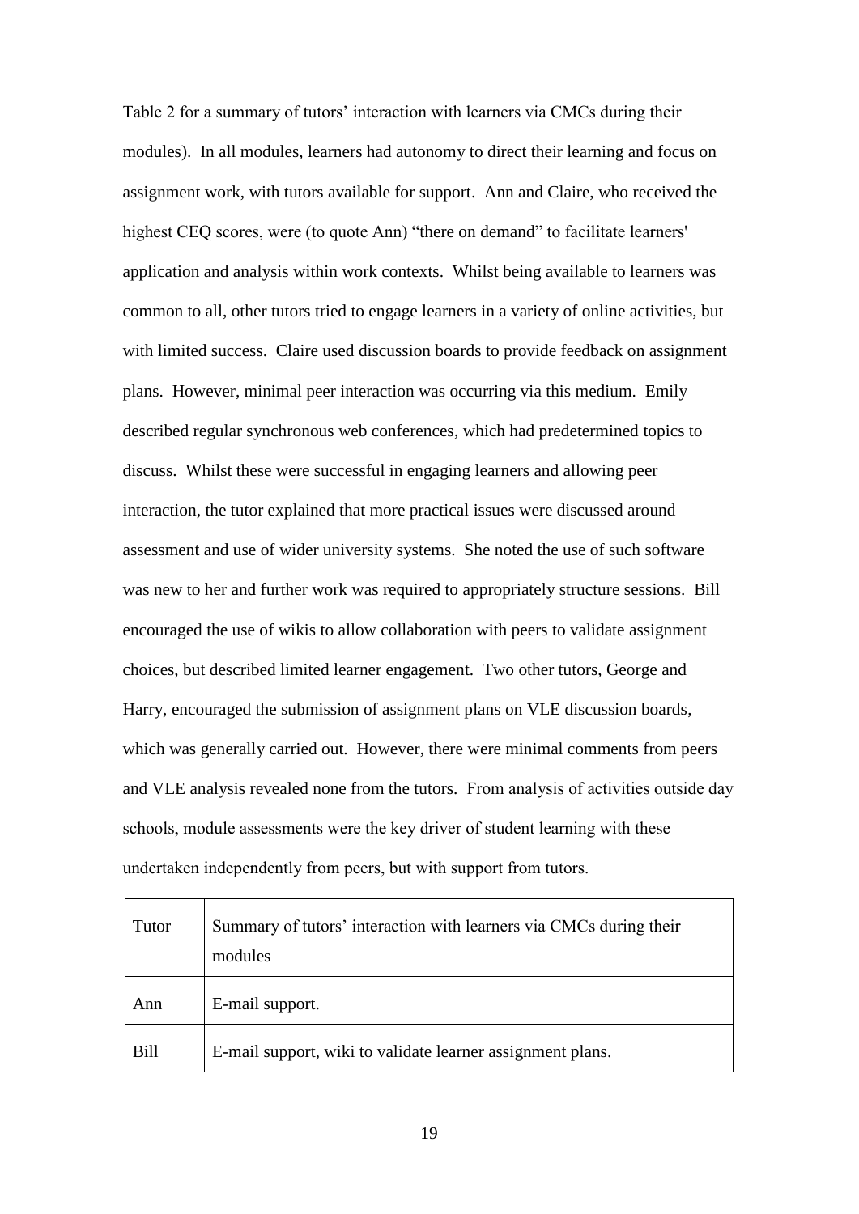Table 2 for a summary of tutors' interaction with learners via CMCs during their modules). In all modules, learners had autonomy to direct their learning and focus on assignment work, with tutors available for support. Ann and Claire, who received the highest CEQ scores, were (to quote Ann) "there on demand" to facilitate learners' application and analysis within work contexts. Whilst being available to learners was common to all, other tutors tried to engage learners in a variety of online activities, but with limited success. Claire used discussion boards to provide feedback on assignment plans. However, minimal peer interaction was occurring via this medium. Emily described regular synchronous web conferences, which had predetermined topics to discuss. Whilst these were successful in engaging learners and allowing peer interaction, the tutor explained that more practical issues were discussed around assessment and use of wider university systems. She noted the use of such software was new to her and further work was required to appropriately structure sessions. Bill encouraged the use of wikis to allow collaboration with peers to validate assignment choices, but described limited learner engagement. Two other tutors, George and Harry, encouraged the submission of assignment plans on VLE discussion boards, which was generally carried out. However, there were minimal comments from peers and VLE analysis revealed none from the tutors. From analysis of activities outside day schools, module assessments were the key driver of student learning with these undertaken independently from peers, but with support from tutors.

| Tutor | Summary of tutors' interaction with learners via CMCs during their modules |
|---|---|
| Ann | E-mail support. |
| Bill | E-mail support, wiki to validate learner assignment plans. |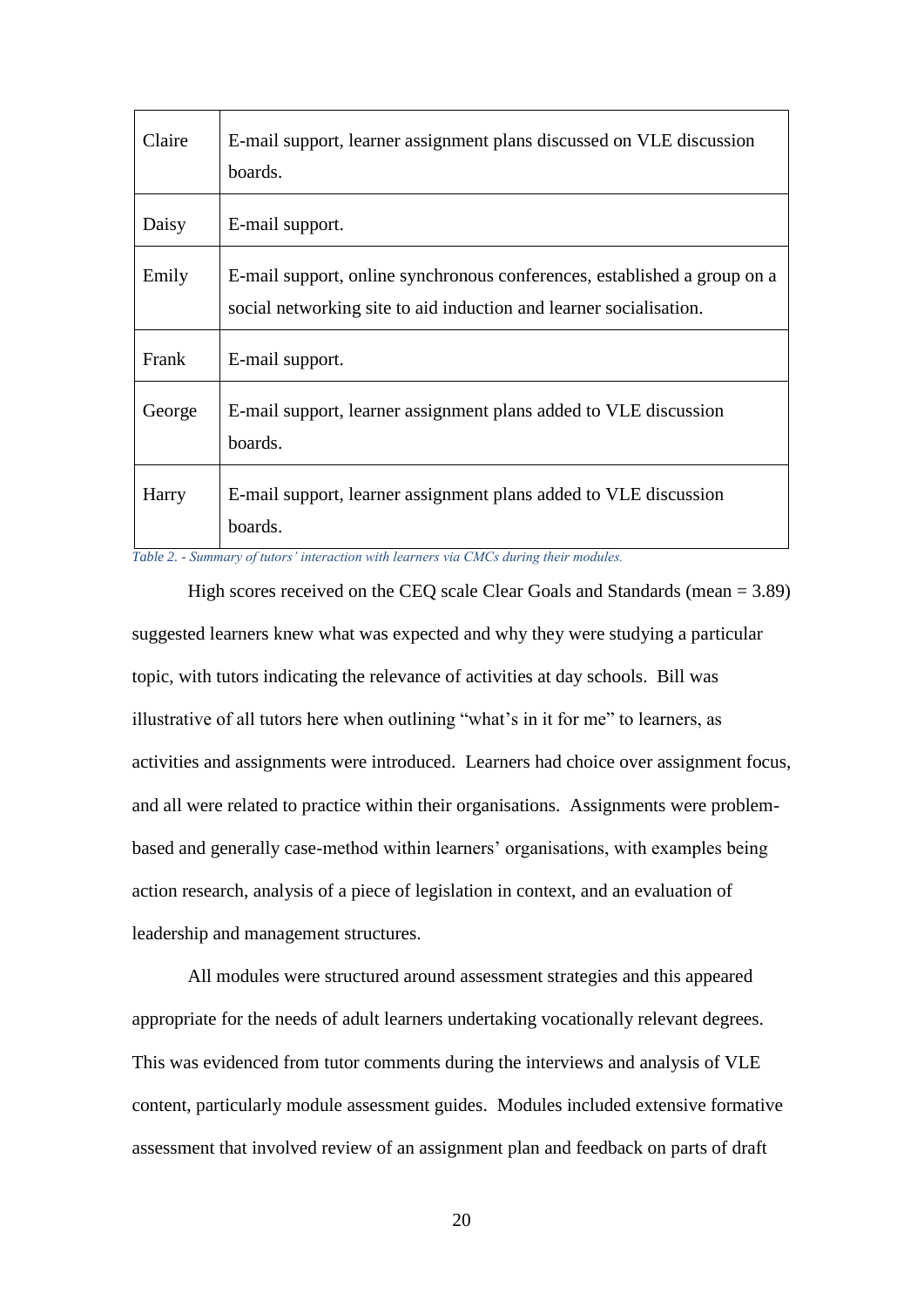| Claire | E-mail support, learner assignment plans discussed on VLE discussion boards. |
|---|---|
| Daisy | E-mail support. |
| Emily | E-mail support, online synchronous conferences, established a group on a social networking site to aid induction and learner socialisation. |
| Frank | E-mail support. |
| George | E-mail support, learner assignment plans added to VLE discussion boards. |
| Harry | E-mail support, learner assignment plans added to VLE discussion boards. |

*Table 2. - Summary of tutors' interaction with learners via CMCs during their modules.*

High scores received on the CEQ scale Clear Goals and Standards (mean = 3.89) suggested learners knew what was expected and why they were studying a particular topic, with tutors indicating the relevance of activities at day schools. Bill was illustrative of all tutors here when outlining "what's in it for me" to learners, as activities and assignments were introduced. Learners had choice over assignment focus, and all were related to practice within their organisations. Assignments were problem-based and generally case-method within learners' organisations, with examples being action research, analysis of a piece of legislation in context, and an evaluation of leadership and management structures.

All modules were structured around assessment strategies and this appeared appropriate for the needs of adult learners undertaking vocationally relevant degrees. This was evidenced from tutor comments during the interviews and analysis of VLE content, particularly module assessment guides. Modules included extensive formative assessment that involved review of an assignment plan and feedback on parts of draft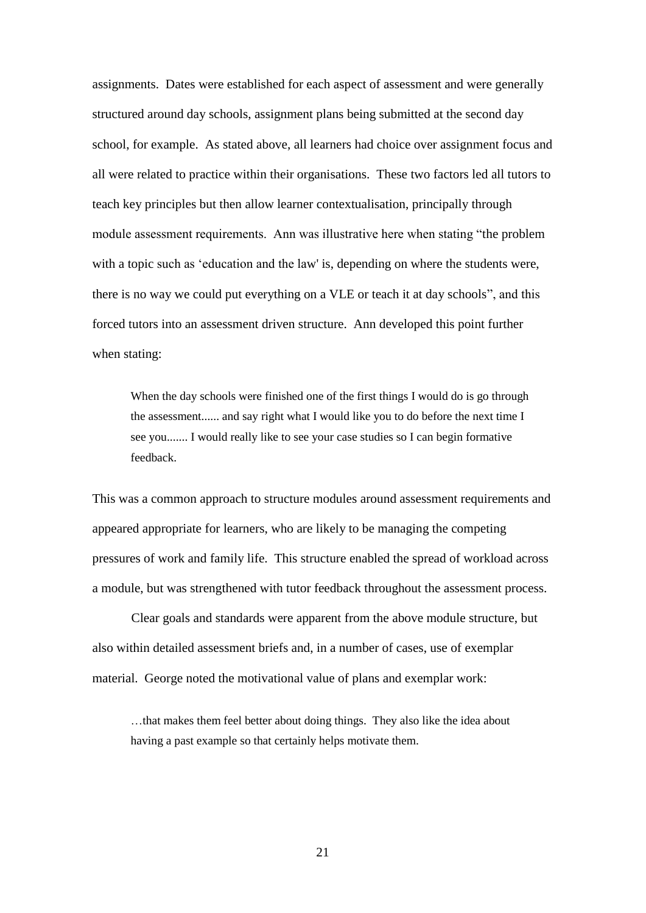assignments. Dates were established for each aspect of assessment and were generally structured around day schools, assignment plans being submitted at the second day school, for example. As stated above, all learners had choice over assignment focus and all were related to practice within their organisations. These two factors led all tutors to teach key principles but then allow learner contextualisation, principally through module assessment requirements. Ann was illustrative here when stating "the problem with a topic such as 'education and the law' is, depending on where the students were, there is no way we could put everything on a VLE or teach it at day schools", and this forced tutors into an assessment driven structure. Ann developed this point further when stating:

> When the day schools were finished one of the first things I would do is go through the assessment...... and say right what I would like you to do before the next time I see you....... I would really like to see your case studies so I can begin formative feedback.

This was a common approach to structure modules around assessment requirements and appeared appropriate for learners, who are likely to be managing the competing pressures of work and family life. This structure enabled the spread of workload across a module, but was strengthened with tutor feedback throughout the assessment process.

Clear goals and standards were apparent from the above module structure, but also within detailed assessment briefs and, in a number of cases, use of exemplar material. George noted the motivational value of plans and exemplar work:

> …that makes them feel better about doing things. They also like the idea about having a past example so that certainly helps motivate them.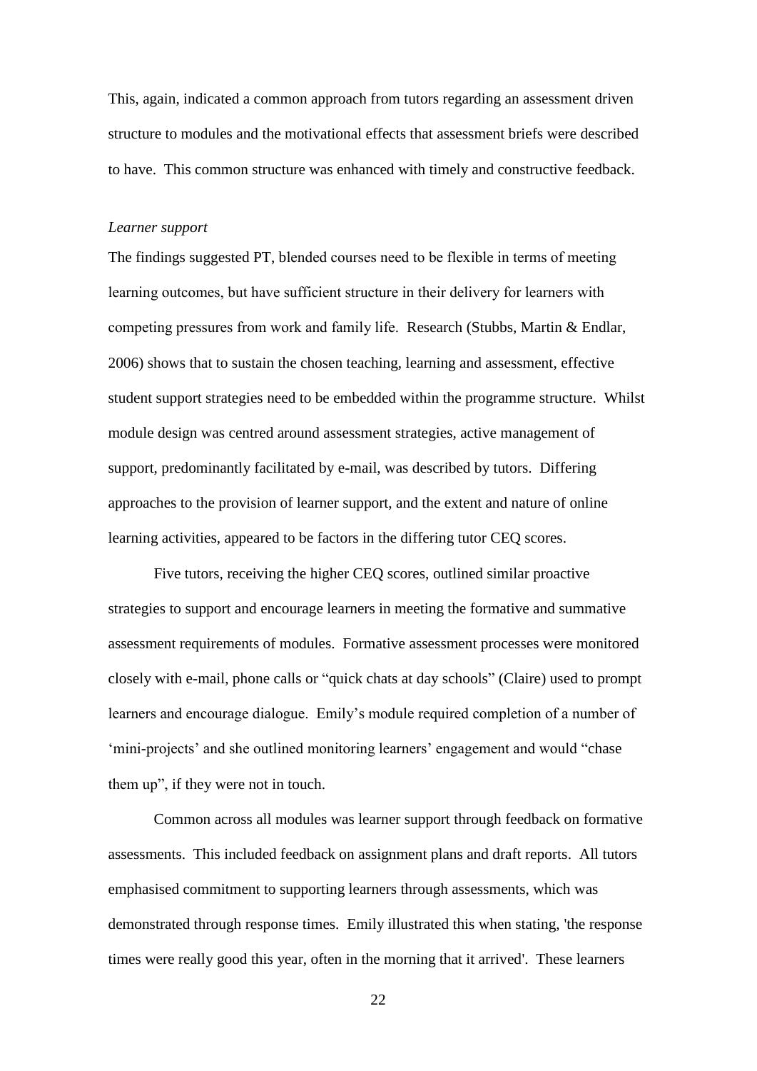This, again, indicated a common approach from tutors regarding an assessment driven structure to modules and the motivational effects that assessment briefs were described to have. This common structure was enhanced with timely and constructive feedback.

*Learner support*

The findings suggested PT, blended courses need to be flexible in terms of meeting learning outcomes, but have sufficient structure in their delivery for learners with competing pressures from work and family life. Research (Stubbs, Martin & Endlar, 2006) shows that to sustain the chosen teaching, learning and assessment, effective student support strategies need to be embedded within the programme structure. Whilst module design was centred around assessment strategies, active management of support, predominantly facilitated by e-mail, was described by tutors. Differing approaches to the provision of learner support, and the extent and nature of online learning activities, appeared to be factors in the differing tutor CEQ scores.

Five tutors, receiving the higher CEQ scores, outlined similar proactive strategies to support and encourage learners in meeting the formative and summative assessment requirements of modules. Formative assessment processes were monitored closely with e-mail, phone calls or "quick chats at day schools" (Claire) used to prompt learners and encourage dialogue. Emily's module required completion of a number of 'mini-projects' and she outlined monitoring learners' engagement and would "chase them up", if they were not in touch.

Common across all modules was learner support through feedback on formative assessments. This included feedback on assignment plans and draft reports. All tutors emphasised commitment to supporting learners through assessments, which was demonstrated through response times. Emily illustrated this when stating, 'the response times were really good this year, often in the morning that it arrived'. These learners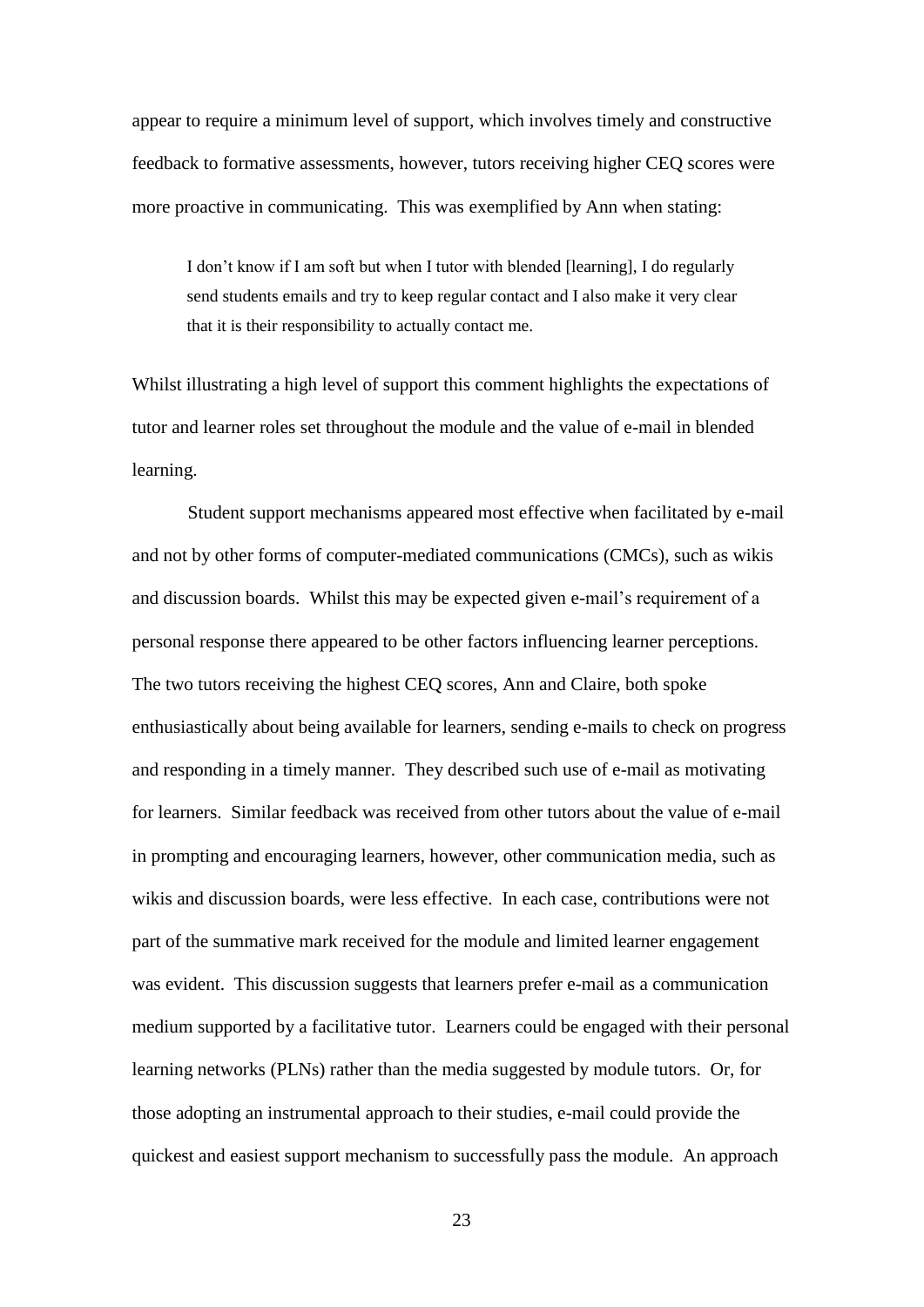appear to require a minimum level of support, which involves timely and constructive feedback to formative assessments, however, tutors receiving higher CEQ scores were more proactive in communicating. This was exemplified by Ann when stating:

> I don't know if I am soft but when I tutor with blended [learning], I do regularly send students emails and try to keep regular contact and I also make it very clear that it is their responsibility to actually contact me.

Whilst illustrating a high level of support this comment highlights the expectations of tutor and learner roles set throughout the module and the value of e-mail in blended learning.

Student support mechanisms appeared most effective when facilitated by e-mail and not by other forms of computer-mediated communications (CMCs), such as wikis and discussion boards. Whilst this may be expected given e-mail's requirement of a personal response there appeared to be other factors influencing learner perceptions. The two tutors receiving the highest CEQ scores, Ann and Claire, both spoke enthusiastically about being available for learners, sending e-mails to check on progress and responding in a timely manner. They described such use of e-mail as motivating for learners. Similar feedback was received from other tutors about the value of e-mail in prompting and encouraging learners, however, other communication media, such as wikis and discussion boards, were less effective. In each case, contributions were not part of the summative mark received for the module and limited learner engagement was evident. This discussion suggests that learners prefer e-mail as a communication medium supported by a facilitative tutor. Learners could be engaged with their personal learning networks (PLNs) rather than the media suggested by module tutors. Or, for those adopting an instrumental approach to their studies, e-mail could provide the quickest and easiest support mechanism to successfully pass the module. An approach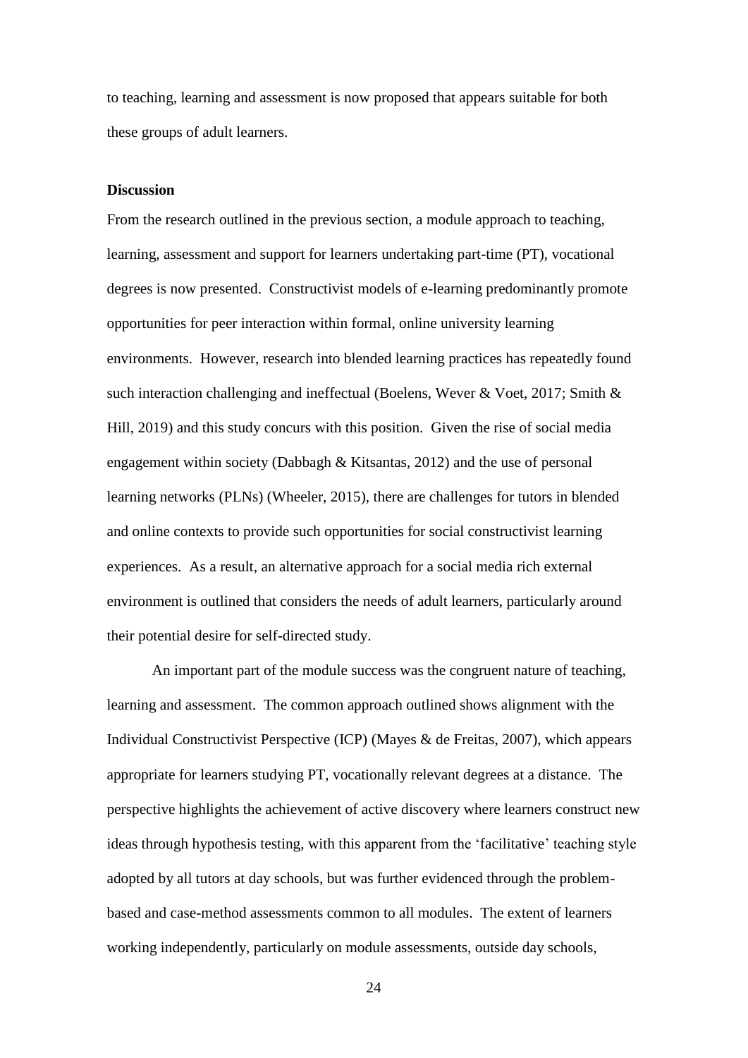to teaching, learning and assessment is now proposed that appears suitable for both these groups of adult learners.

**Discussion**

From the research outlined in the previous section, a module approach to teaching, learning, assessment and support for learners undertaking part-time (PT), vocational degrees is now presented. Constructivist models of e-learning predominantly promote opportunities for peer interaction within formal, online university learning environments. However, research into blended learning practices has repeatedly found such interaction challenging and ineffectual (Boelens, Wever & Voet, 2017; Smith & Hill, 2019) and this study concurs with this position. Given the rise of social media engagement within society (Dabbagh & Kitsantas, 2012) and the use of personal learning networks (PLNs) (Wheeler, 2015), there are challenges for tutors in blended and online contexts to provide such opportunities for social constructivist learning experiences. As a result, an alternative approach for a social media rich external environment is outlined that considers the needs of adult learners, particularly around their potential desire for self-directed study.

An important part of the module success was the congruent nature of teaching, learning and assessment. The common approach outlined shows alignment with the Individual Constructivist Perspective (ICP) (Mayes & de Freitas, 2007), which appears appropriate for learners studying PT, vocationally relevant degrees at a distance. The perspective highlights the achievement of active discovery where learners construct new ideas through hypothesis testing, with this apparent from the 'facilitative' teaching style adopted by all tutors at day schools, but was further evidenced through the problem-based and case-method assessments common to all modules. The extent of learners working independently, particularly on module assessments, outside day schools,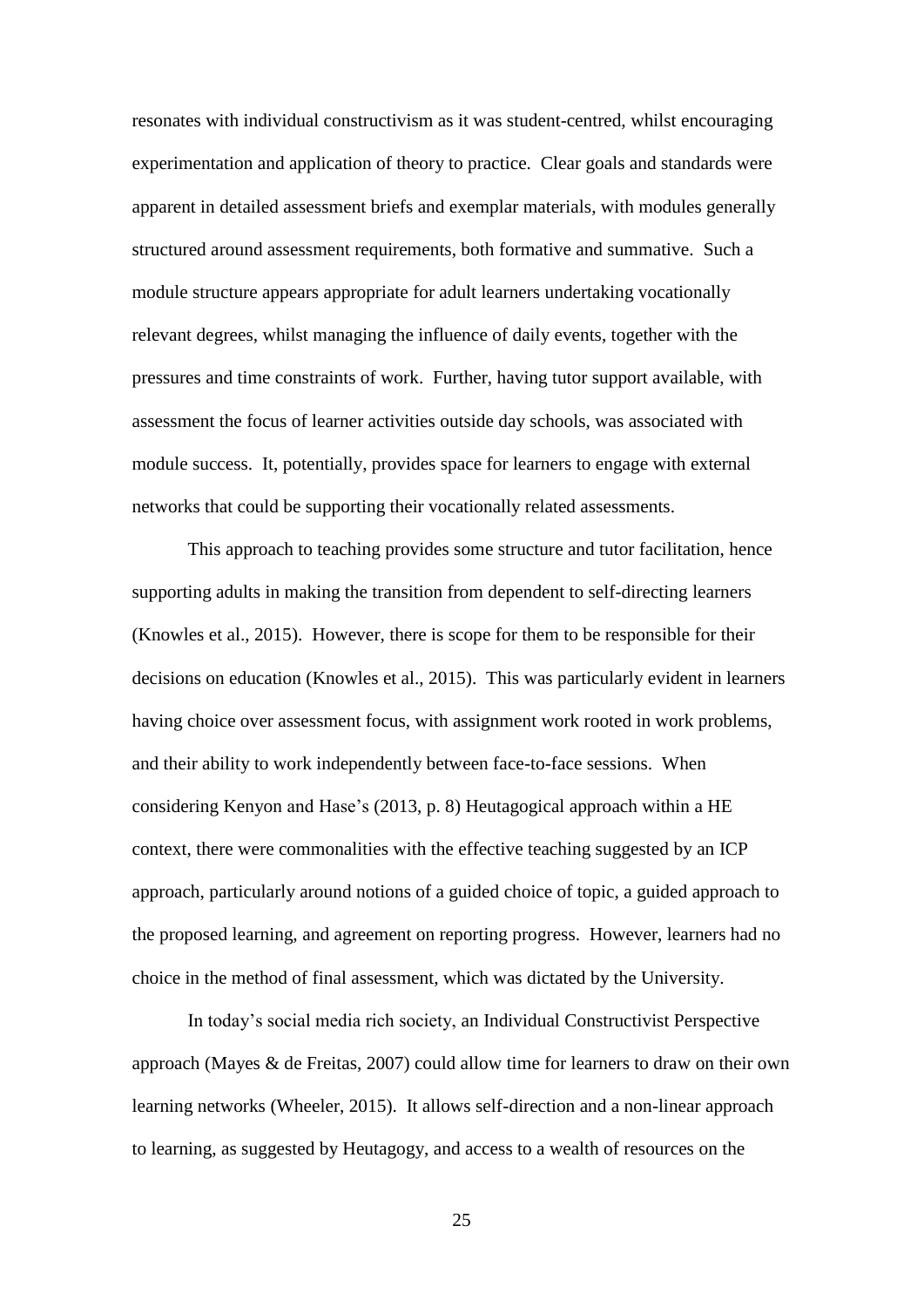resonates with individual constructivism as it was student-centred, whilst encouraging experimentation and application of theory to practice. Clear goals and standards were apparent in detailed assessment briefs and exemplar materials, with modules generally structured around assessment requirements, both formative and summative. Such a module structure appears appropriate for adult learners undertaking vocationally relevant degrees, whilst managing the influence of daily events, together with the pressures and time constraints of work. Further, having tutor support available, with assessment the focus of learner activities outside day schools, was associated with module success. It, potentially, provides space for learners to engage with external networks that could be supporting their vocationally related assessments.

This approach to teaching provides some structure and tutor facilitation, hence supporting adults in making the transition from dependent to self-directing learners (Knowles et al., 2015). However, there is scope for them to be responsible for their decisions on education (Knowles et al., 2015). This was particularly evident in learners having choice over assessment focus, with assignment work rooted in work problems, and their ability to work independently between face-to-face sessions. When considering Kenyon and Hase's (2013, p. 8) Heutagogical approach within a HE context, there were commonalities with the effective teaching suggested by an ICP approach, particularly around notions of a guided choice of topic, a guided approach to the proposed learning, and agreement on reporting progress. However, learners had no choice in the method of final assessment, which was dictated by the University.

In today's social media rich society, an Individual Constructivist Perspective approach (Mayes & de Freitas, 2007) could allow time for learners to draw on their own learning networks (Wheeler, 2015). It allows self-direction and a non-linear approach to learning, as suggested by Heutagogy, and access to a wealth of resources on the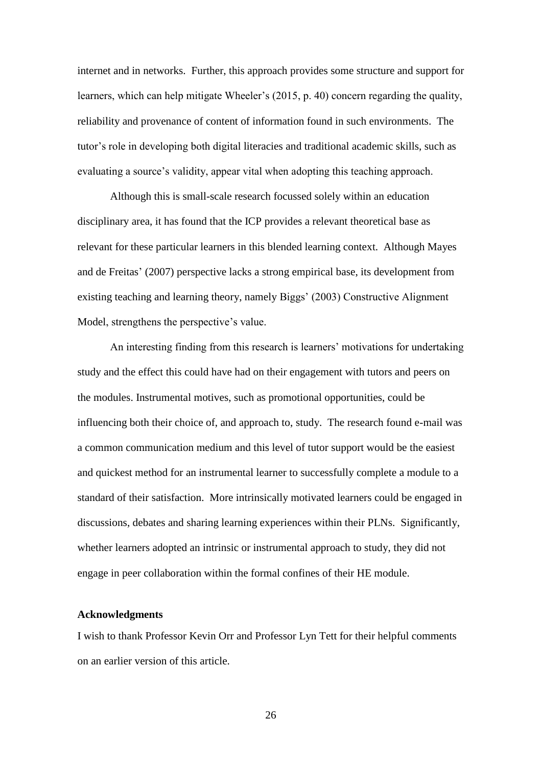internet and in networks. Further, this approach provides some structure and support for learners, which can help mitigate Wheeler's (2015, p. 40) concern regarding the quality, reliability and provenance of content of information found in such environments. The tutor's role in developing both digital literacies and traditional academic skills, such as evaluating a source's validity, appear vital when adopting this teaching approach.

Although this is small-scale research focussed solely within an education disciplinary area, it has found that the ICP provides a relevant theoretical base as relevant for these particular learners in this blended learning context. Although Mayes and de Freitas' (2007) perspective lacks a strong empirical base, its development from existing teaching and learning theory, namely Biggs' (2003) Constructive Alignment Model, strengthens the perspective's value.

An interesting finding from this research is learners' motivations for undertaking study and the effect this could have had on their engagement with tutors and peers on the modules. Instrumental motives, such as promotional opportunities, could be influencing both their choice of, and approach to, study. The research found e-mail was a common communication medium and this level of tutor support would be the easiest and quickest method for an instrumental learner to successfully complete a module to a standard of their satisfaction. More intrinsically motivated learners could be engaged in discussions, debates and sharing learning experiences within their PLNs. Significantly, whether learners adopted an intrinsic or instrumental approach to study, they did not engage in peer collaboration within the formal confines of their HE module.

### Acknowledgments

I wish to thank Professor Kevin Orr and Professor Lyn Tett for their helpful comments on an earlier version of this article.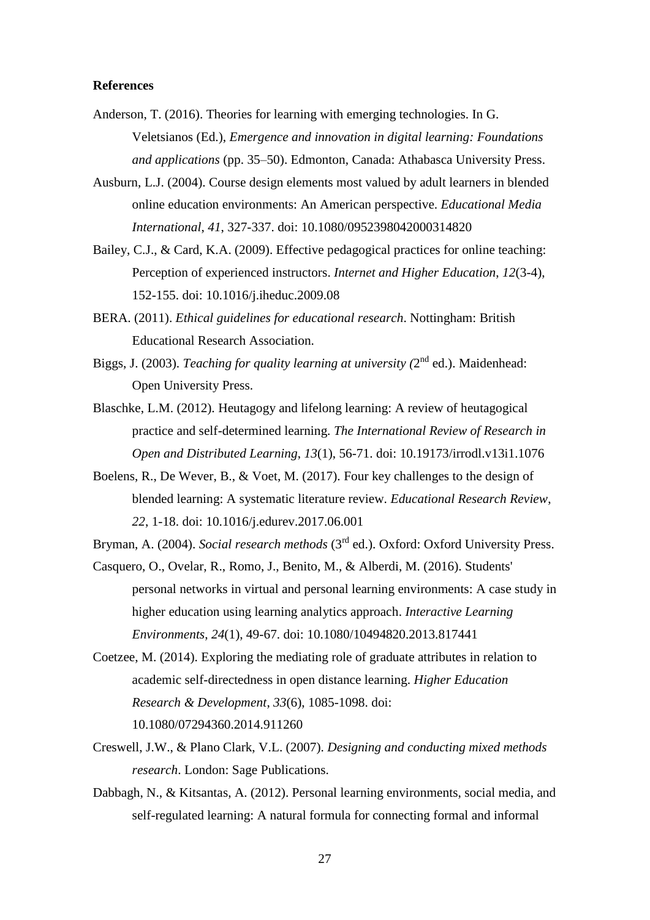**References**

Anderson, T. (2016). Theories for learning with emerging technologies. In G. Veletsianos (Ed.), *Emergence and innovation in digital learning: Foundations and applications* (pp. 35–50). Edmonton, Canada: Athabasca University Press.

Ausburn, L.J. (2004). Course design elements most valued by adult learners in blended online education environments: An American perspective. *Educational Media International*, *41*, 327-337. doi: 10.1080/0952398042000314820

Bailey, C.J., & Card, K.A. (2009). Effective pedagogical practices for online teaching: Perception of experienced instructors. *Internet and Higher Education*, *12*(3-4), 152-155. doi: 10.1016/j.iheduc.2009.08

BERA. (2011). *Ethical guidelines for educational research*. Nottingham: British Educational Research Association.

Biggs, J. (2003). *Teaching for quality learning at university (*2nd ed.). Maidenhead: Open University Press.

Blaschke, L.M. (2012). Heutagogy and lifelong learning: A review of heutagogical practice and self-determined learning. *The International Review of Research in Open and Distributed Learning*, *13*(1), 56-71. doi: 10.19173/irrodl.v13i1.1076

Boelens, R., De Wever, B., & Voet, M. (2017). Four key challenges to the design of blended learning: A systematic literature review. *Educational Research Review*, *22*, 1-18. doi: 10.1016/j.edurev.2017.06.001

Bryman, A. (2004). *Social research methods* (3rd ed.). Oxford: Oxford University Press.

Casquero, O., Ovelar, R., Romo, J., Benito, M., & Alberdi, M. (2016). Students' personal networks in virtual and personal learning environments: A case study in higher education using learning analytics approach. *Interactive Learning Environments*, *24*(1), 49-67. doi: 10.1080/10494820.2013.817441

Coetzee, M. (2014). Exploring the mediating role of graduate attributes in relation to academic self-directedness in open distance learning. *Higher Education Research & Development*, *33*(6), 1085-1098. doi: 10.1080/07294360.2014.911260

Creswell, J.W., & Plano Clark, V.L. (2007). *Designing and conducting mixed methods research*. London: Sage Publications.

Dabbagh, N., & Kitsantas, A. (2012). Personal learning environments, social media, and self-regulated learning: A natural formula for connecting formal and informal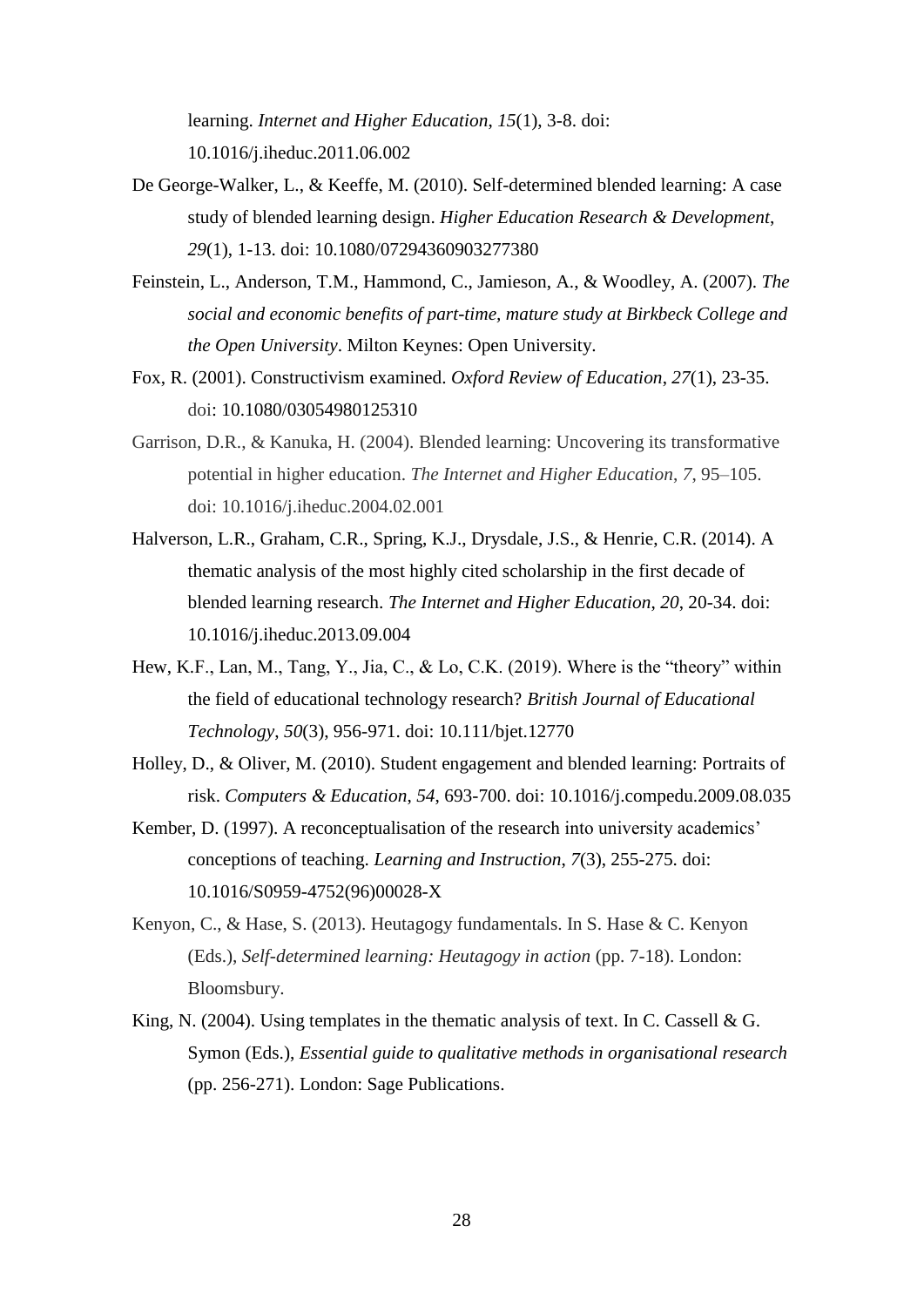learning. *Internet and Higher Education*, *15*(1), 3-8. doi: 10.1016/j.iheduc.2011.06.002

De George-Walker, L., & Keeffe, M. (2010). Self-determined blended learning: A case study of blended learning design. *Higher Education Research & Development*, *29*(1), 1-13. doi: 10.1080/07294360903277380

Feinstein, L., Anderson, T.M., Hammond, C., Jamieson, A., & Woodley, A. (2007). *The social and economic benefits of part-time, mature study at Birkbeck College and the Open University*. Milton Keynes: Open University.

Fox, R. (2001). Constructivism examined. *Oxford Review of Education*, *27*(1), 23-35. doi: 10.1080/03054980125310

Garrison, D.R., & Kanuka, H. (2004). Blended learning: Uncovering its transformative potential in higher education. *The Internet and Higher Education*, *7*, 95–105. doi: 10.1016/j.iheduc.2004.02.001

Halverson, L.R., Graham, C.R., Spring, K.J., Drysdale, J.S., & Henrie, C.R. (2014). A thematic analysis of the most highly cited scholarship in the first decade of blended learning research. *The Internet and Higher Education*, *20*, 20-34. doi: 10.1016/j.iheduc.2013.09.004

Hew, K.F., Lan, M., Tang, Y., Jia, C., & Lo, C.K. (2019). Where is the "theory" within the field of educational technology research? *British Journal of Educational Technology*, *50*(3), 956-971. doi: 10.111/bjet.12770

Holley, D., & Oliver, M. (2010). Student engagement and blended learning: Portraits of risk. *Computers & Education*, *54*, 693-700. doi: 10.1016/j.compedu.2009.08.035

Kember, D. (1997). A reconceptualisation of the research into university academics' conceptions of teaching. *Learning and Instruction*, *7*(3), 255-275. doi: 10.1016/S0959-4752(96)00028-X

Kenyon, C., & Hase, S. (2013). Heutagogy fundamentals. In S. Hase & C. Kenyon (Eds.), *Self-determined learning: Heutagogy in action* (pp. 7-18). London: Bloomsbury.

King, N. (2004). Using templates in the thematic analysis of text. In C. Cassell & G. Symon (Eds.), *Essential guide to qualitative methods in organisational research* (pp. 256-271). London: Sage Publications.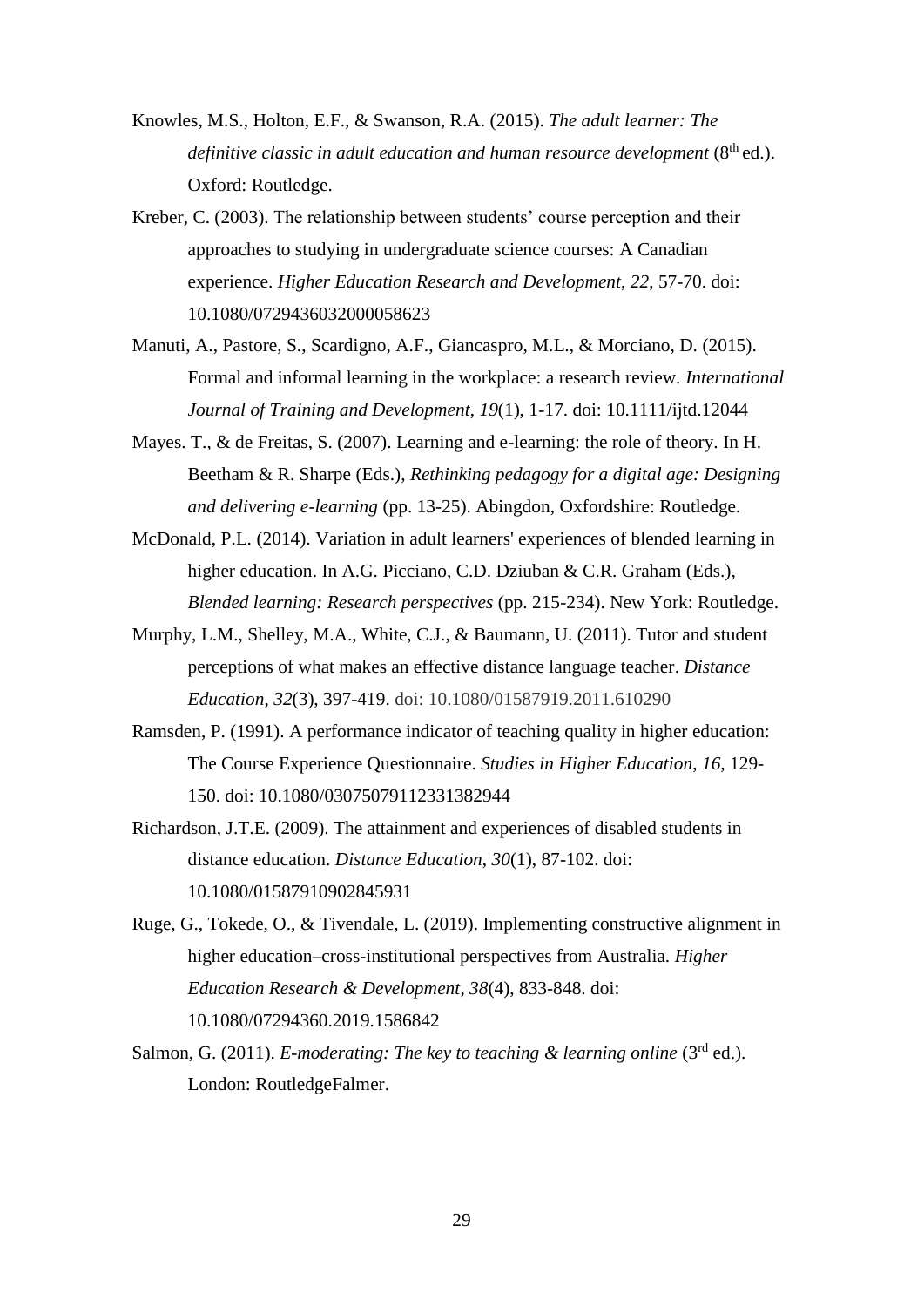Knowles, M.S., Holton, E.F., & Swanson, R.A. (2015). *The adult learner: The definitive classic in adult education and human resource development* (8th ed.). Oxford: Routledge.

Kreber, C. (2003). The relationship between students' course perception and their approaches to studying in undergraduate science courses: A Canadian experience. *Higher Education Research and Development*, *22*, 57-70. doi: 10.1080/0729436032000058623

Manuti, A., Pastore, S., Scardigno, A.F., Giancaspro, M.L., & Morciano, D. (2015). Formal and informal learning in the workplace: a research review. *International Journal of Training and Development*, *19*(1), 1-17. doi: 10.1111/ijtd.12044

Mayes. T., & de Freitas, S. (2007). Learning and e-learning: the role of theory. In H. Beetham & R. Sharpe (Eds.), *Rethinking pedagogy for a digital age: Designing and delivering e-learning* (pp. 13-25). Abingdon, Oxfordshire: Routledge.

McDonald, P.L. (2014). Variation in adult learners' experiences of blended learning in higher education. In A.G. Picciano, C.D. Dziuban & C.R. Graham (Eds.), *Blended learning: Research perspectives* (pp. 215-234). New York: Routledge.

Murphy, L.M., Shelley, M.A., White, C.J., & Baumann, U. (2011). Tutor and student perceptions of what makes an effective distance language teacher. *Distance Education*, *32*(3), 397-419. doi: 10.1080/01587919.2011.610290

Ramsden, P. (1991). A performance indicator of teaching quality in higher education: The Course Experience Questionnaire. *Studies in Higher Education*, *16*, 129-150. doi: 10.1080/03075079112331382944

Richardson, J.T.E. (2009). The attainment and experiences of disabled students in distance education. *Distance Education*, *30*(1), 87-102. doi: 10.1080/01587910902845931

Ruge, G., Tokede, O., & Tivendale, L. (2019). Implementing constructive alignment in higher education–cross-institutional perspectives from Australia. *Higher Education Research & Development*, *38*(4), 833-848. doi: 10.1080/07294360.2019.1586842

Salmon, G. (2011). *E-moderating: The key to teaching & learning online* (3rd ed.). London: RoutledgeFalmer.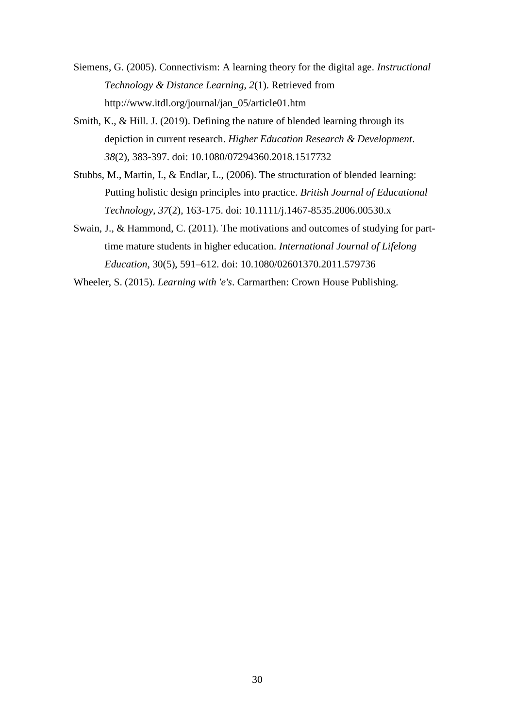Siemens, G. (2005). Connectivism: A learning theory for the digital age. *Instructional Technology & Distance Learning*, *2*(1). Retrieved from http://www.itdl.org/journal/jan_05/article01.htm

Smith, K., & Hill. J. (2019). Defining the nature of blended learning through its depiction in current research. *Higher Education Research & Development*. *38*(2), 383-397. doi: 10.1080/07294360.2018.1517732

Stubbs, M., Martin, I., & Endlar, L., (2006). The structuration of blended learning: Putting holistic design principles into practice. *British Journal of Educational Technology*, *37*(2), 163-175. doi: 10.1111/j.1467-8535.2006.00530.x

Swain, J., & Hammond, C. (2011). The motivations and outcomes of studying for part-time mature students in higher education. *International Journal of Lifelong Education*, 30(5), 591–612. doi: 10.1080/02601370.2011.579736

Wheeler, S. (2015). *Learning with 'e's*. Carmarthen: Crown House Publishing.